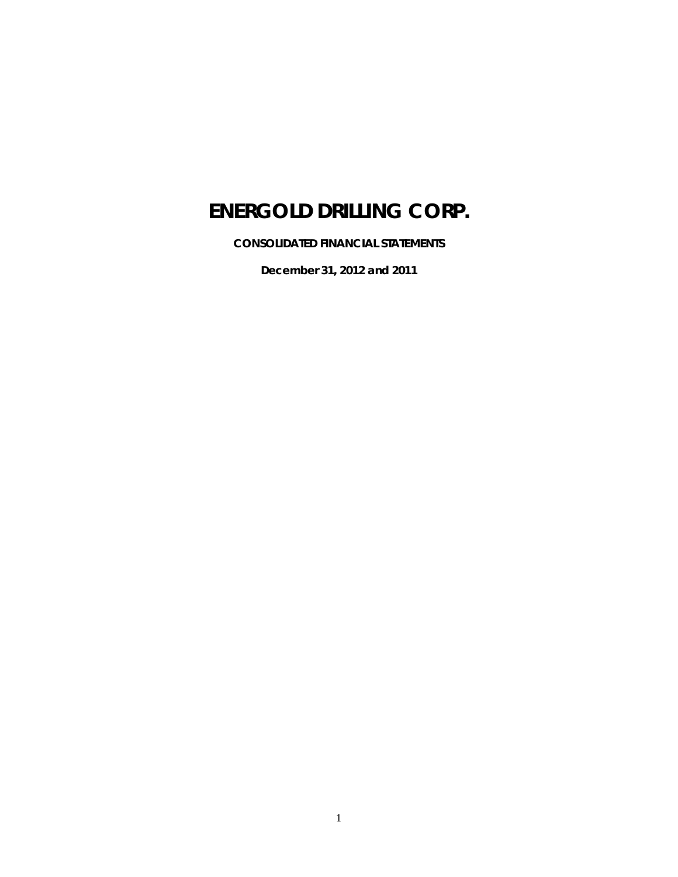# ENERGOLD DRILLING CORP.

**CONSOLIDATED FINANCIAL STATEMENTS**

**December 31, 2012 and 2011**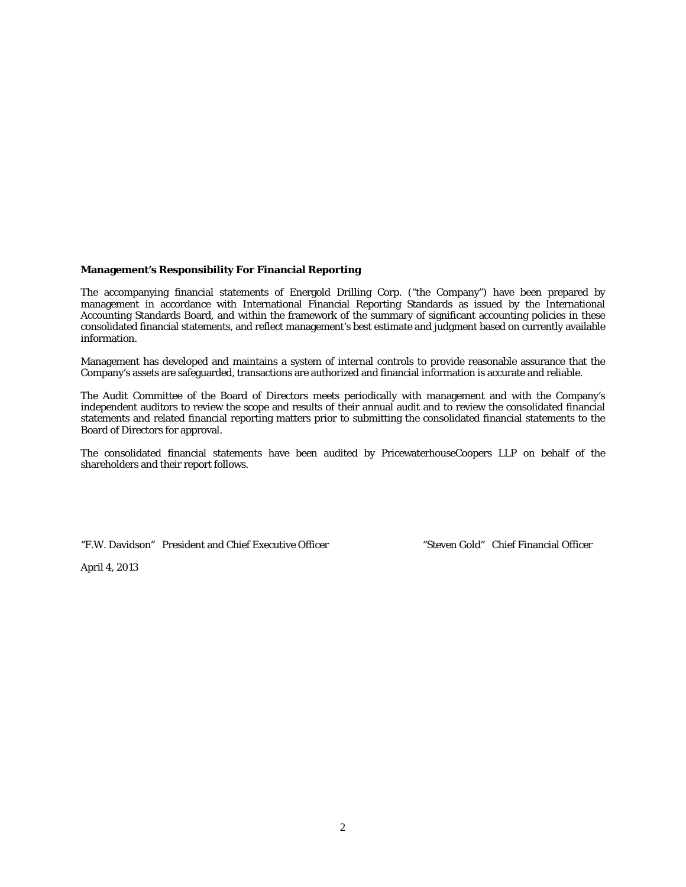**Management's Responsibility For Financial Reporting**

The accompanying financial statements of Energold Drilling Corp. ("the Company") have been prepared by management in accordance with International Financial Reporting Standards as issued by the International Accounting Standards Board, and within the framework of the summary of significant accounting policies in these consolidated financial statements, and reflect management's best estimate and judgment based on currently available information.

Management has developed and maintains a system of internal controls to provide reasonable assurance that the Company's assets are safeguarded, transactions are authorized and financial information is accurate and reliable.

The Audit Committee of the Board of Directors meets periodically with management and with the Company's independent auditors to review the scope and results of their annual audit and to review the consolidated financial statements and related financial reporting matters prior to submitting the consolidated financial statements to the Board of Directors for approval.

The consolidated financial statements have been audited by PricewaterhouseCoopers LLP on behalf of the shareholders and their report follows.

"F.W. Davidson" President and Chief Executive Officer

"Steven Gold" Chief Financial Officer

April 4, 2013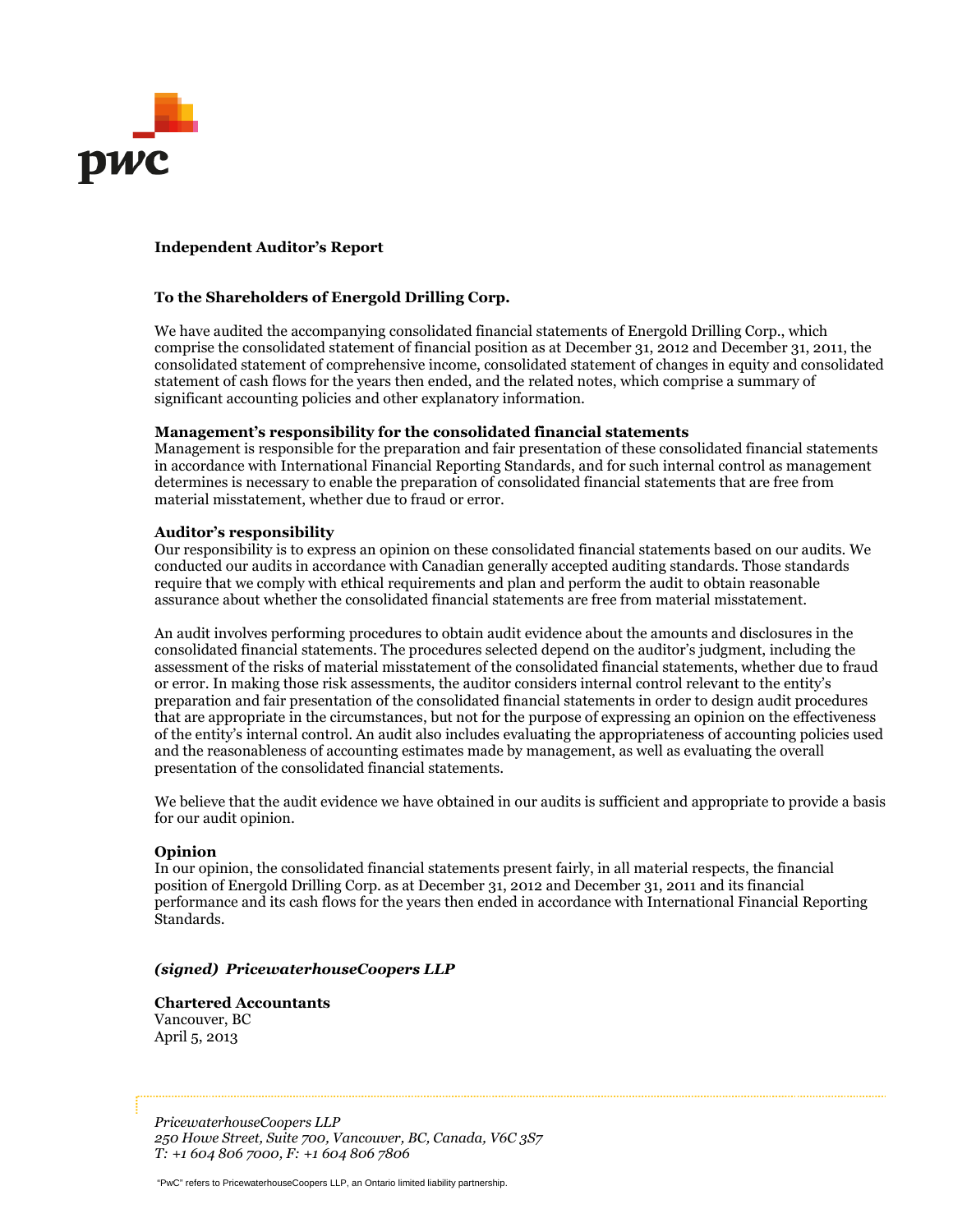pwc

# Independent Auditor's Report

## To the Shareholders of Energold Drilling Corp.

We have audited the accompanying consolidated financial statements of Energold Drilling Corp., which comprise the consolidated statement of financial position as at December 31, 2012 and December 31, 2011, the consolidated statement of comprehensive income, consolidated statement of changes in equity and consolidated statement of cash flows for the years then ended, and the related notes, which comprise a summary of significant accounting policies and other explanatory information.

**Management's responsibility for the consolidated financial statements**
Management is responsible for the preparation and fair presentation of these consolidated financial statements in accordance with International Financial Reporting Standards, and for such internal control as management determines is necessary to enable the preparation of consolidated financial statements that are free from material misstatement, whether due to fraud or error.

**Auditor's responsibility**
Our responsibility is to express an opinion on these consolidated financial statements based on our audits. We conducted our audits in accordance with Canadian generally accepted auditing standards. Those standards require that we comply with ethical requirements and plan and perform the audit to obtain reasonable assurance about whether the consolidated financial statements are free from material misstatement.

An audit involves performing procedures to obtain audit evidence about the amounts and disclosures in the consolidated financial statements. The procedures selected depend on the auditor's judgment, including the assessment of the risks of material misstatement of the consolidated financial statements, whether due to fraud or error. In making those risk assessments, the auditor considers internal control relevant to the entity's preparation and fair presentation of the consolidated financial statements in order to design audit procedures that are appropriate in the circumstances, but not for the purpose of expressing an opinion on the effectiveness of the entity's internal control. An audit also includes evaluating the appropriateness of accounting policies used and the reasonableness of accounting estimates made by management, as well as evaluating the overall presentation of the consolidated financial statements.

We believe that the audit evidence we have obtained in our audits is sufficient and appropriate to provide a basis for our audit opinion.

**Opinion**
In our opinion, the consolidated financial statements present fairly, in all material respects, the financial position of Energold Drilling Corp. as at December 31, 2012 and December 31, 2011 and its financial performance and its cash flows for the years then ended in accordance with International Financial Reporting Standards.

***(signed) PricewaterhouseCoopers LLP***

**Chartered Accountants**
Vancouver, BC
April 5, 2013

*PricewaterhouseCoopers LLP*
*250 Howe Street, Suite 700, Vancouver, BC, Canada, V6C 3S7*
*T: +1 604 806 7000, F: +1 604 806 7806*

"PwC" refers to PricewaterhouseCoopers LLP, an Ontario limited liability partnership.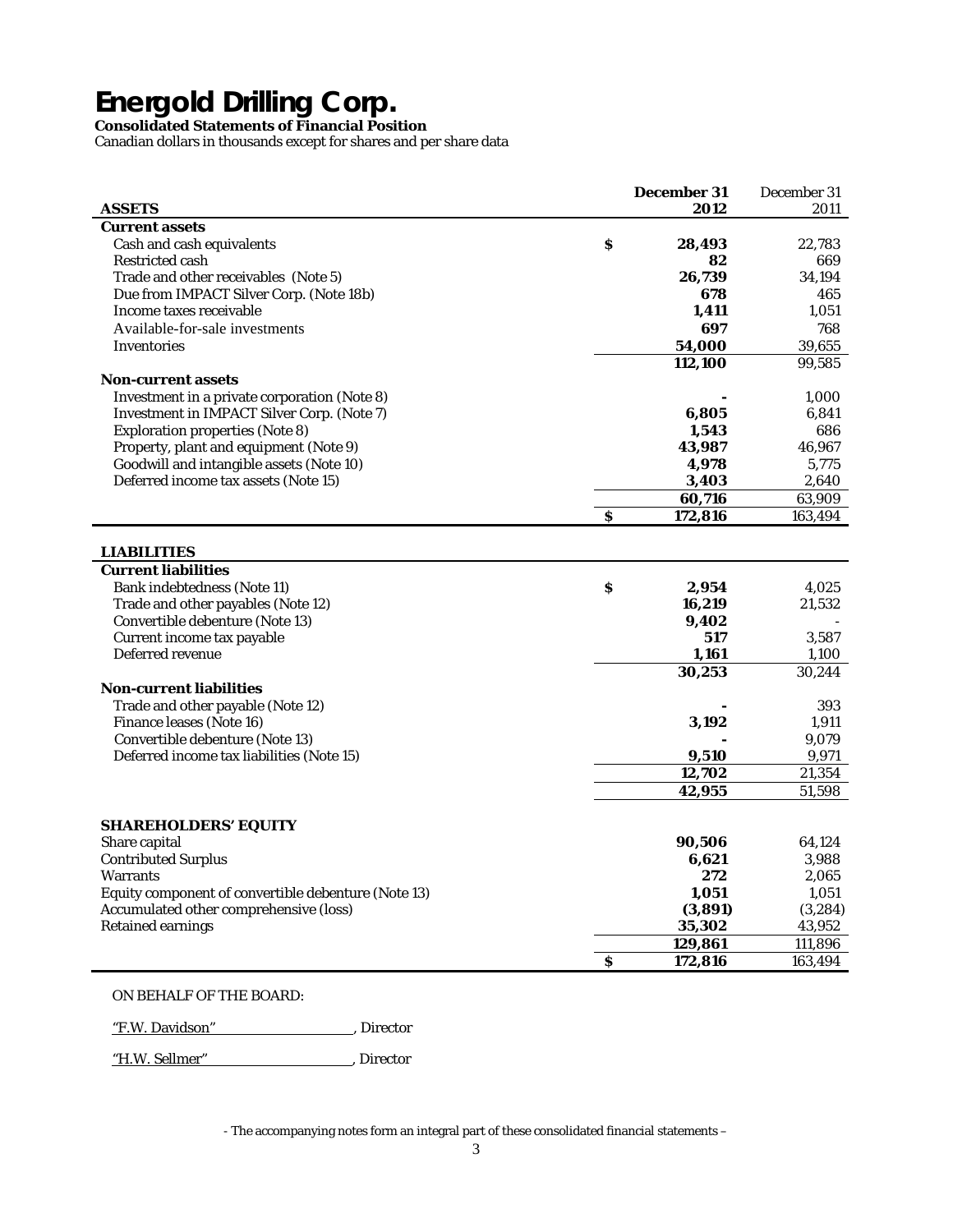# Energold Drilling Corp.

**Consolidated Statements of Financial Position**

Canadian dollars in thousands except for shares and per share data

| **ASSETS** | | **December 31 2012** | December 31 2011 |
|---|---|---|---|
| **Current assets** | | | |
| Cash and cash equivalents | **$** | **28,493** | 22,783 |
| Restricted cash | | **82** | 669 |
| Trade and other receivables (Note 5) | | **26,739** | 34,194 |
| Due from IMPACT Silver Corp. (Note 18b) | | **678** | 465 |
| Income taxes receivable | | **1,411** | 1,051 |
| Available-for-sale investments | | **697** | 768 |
| Inventories | | **54,000** | 39,655 |
| | | **112,100** | 99,585 |
| **Non-current assets** | | | |
| Investment in a private corporation (Note 8) | | **-** | 1,000 |
| Investment in IMPACT Silver Corp. (Note 7) | | **6,805** | 6,841 |
| Exploration properties (Note 8) | | **1,543** | 686 |
| Property, plant and equipment (Note 9) | | **43,987** | 46,967 |
| Goodwill and intangible assets (Note 10) | | **4,978** | 5,775 |
| Deferred income tax assets (Note 15) | | **3,403** | 2,640 |
| | | **60,716** | 63,909 |
| | **$** | **172,816** | 163,494 |

| **LIABILITIES** | | | |
|---|---|---|---|
| **Current liabilities** | | | |
| Bank indebtedness (Note 11) | **$** | **2,954** | 4,025 |
| Trade and other payables (Note 12) | | **16,219** | 21,532 |
| Convertible debenture (Note 13) | | **9,402** | - |
| Current income tax payable | | **517** | 3,587 |
| Deferred revenue | | **1,161** | 1,100 |
| | | **30,253** | 30,244 |
| **Non-current liabilities** | | | |
| Trade and other payable (Note 12) | | **-** | 393 |
| Finance leases (Note 16) | | **3,192** | 1,911 |
| Convertible debenture (Note 13) | | **-** | 9,079 |
| Deferred income tax liabilities (Note 15) | | **9,510** | 9,971 |
| | | **12,702** | 21,354 |
| | | **42,955** | 51,598 |
| **SHAREHOLDERS' EQUITY** | | | |
| Share capital | | **90,506** | 64,124 |
| Contributed Surplus | | **6,621** | 3,988 |
| Warrants | | **272** | 2,065 |
| Equity component of convertible debenture (Note 13) | | **1,051** | 1,051 |
| Accumulated other comprehensive (loss) | | **(3,891)** | (3,284) |
| Retained earnings | | **35,302** | 43,952 |
| | | **129,861** | 111,896 |
| | **$** | **172,816** | 163,494 |

ON BEHALF OF THE BOARD:

"F.W. Davidson", Director

"H.W. Sellmer", Director

- The accompanying notes form an integral part of these consolidated financial statements –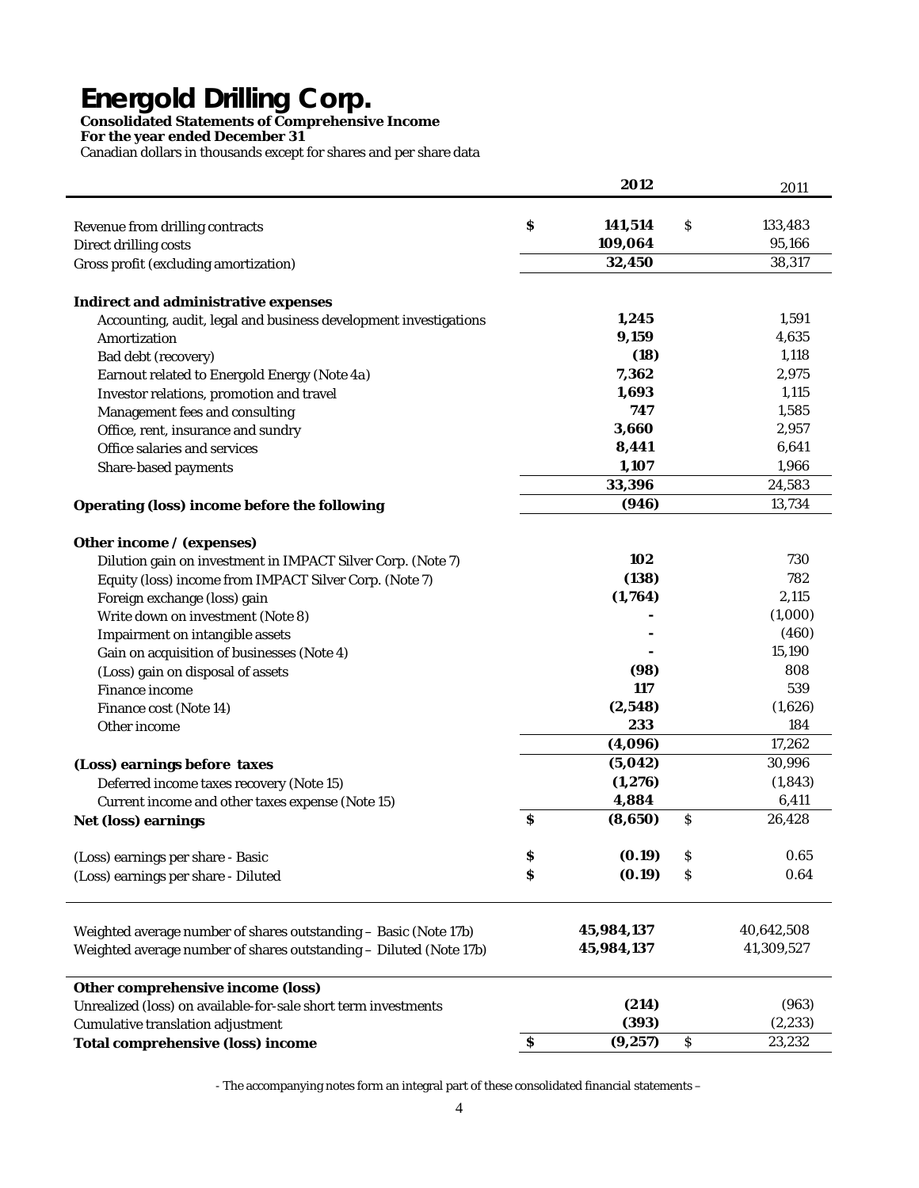# Energold Drilling Corp.

**Consolidated Statements of Comprehensive Income**
**For the year ended December 31**
Canadian dollars in thousands except for shares and per share data

| | **2012** | 2011 |
|---|---|---|
| Revenue from drilling contracts | **$ 141,514** | $ 133,483 |
| Direct drilling costs | **109,064** | 95,166 |
| Gross profit (excluding amortization) | **32,450** | 38,317 |
| **Indirect and administrative expenses** | | |
| Accounting, audit, legal and business development investigations | **1,245** | 1,591 |
| Amortization | **9,159** | 4,635 |
| Bad debt (recovery) | **(18)** | 1,118 |
| Earnout related to Energold Energy (Note 4a) | **7,362** | 2,975 |
| Investor relations, promotion and travel | **1,693** | 1,115 |
| Management fees and consulting | **747** | 1,585 |
| Office, rent, insurance and sundry | **3,660** | 2,957 |
| Office salaries and services | **8,441** | 6,641 |
| Share-based payments | **1,107** | 1,966 |
| | **33,396** | 24,583 |
| **Operating (loss) income before the following** | **(946)** | 13,734 |
| **Other income / (expenses)** | | |
| Dilution gain on investment in IMPACT Silver Corp. (Note 7) | **102** | 730 |
| Equity (loss) income from IMPACT Silver Corp. (Note 7) | **(138)** | 782 |
| Foreign exchange (loss) gain | **(1,764)** | 2,115 |
| Write down on investment (Note 8) | **-** | (1,000) |
| Impairment on intangible assets | **-** | (460) |
| Gain on acquisition of businesses (Note 4) | **-** | 15,190 |
| (Loss) gain on disposal of assets | **(98)** | 808 |
| Finance income | **117** | 539 |
| Finance cost (Note 14) | **(2,548)** | (1,626) |
| Other income | **233** | 184 |
| | **(4,096)** | 17,262 |
| **(Loss) earnings before taxes** | **(5,042)** | 30,996 |
| Deferred income taxes recovery (Note 15) | **(1,276)** | (1,843) |
| Current income and other taxes expense (Note 15) | **4,884** | 6,411 |
| **Net (loss) earnings** | **$ (8,650)** | $ 26,428 |
| (Loss) earnings per share - Basic | **$ (0.19)** | $ 0.65 |
| (Loss) earnings per share - Diluted | **$ (0.19)** | $ 0.64 |
| Weighted average number of shares outstanding – Basic (Note 17b) | **45,984,137** | 40,642,508 |
| Weighted average number of shares outstanding – Diluted (Note 17b) | **45,984,137** | 41,309,527 |
| **Other comprehensive income (loss)** | | |
| Unrealized (loss) on available-for-sale short term investments | **(214)** | (963) |
| Cumulative translation adjustment | **(393)** | (2,233) |
| **Total comprehensive (loss) income** | **$ (9,257)** | $ 23,232 |

- The accompanying notes form an integral part of these consolidated financial statements –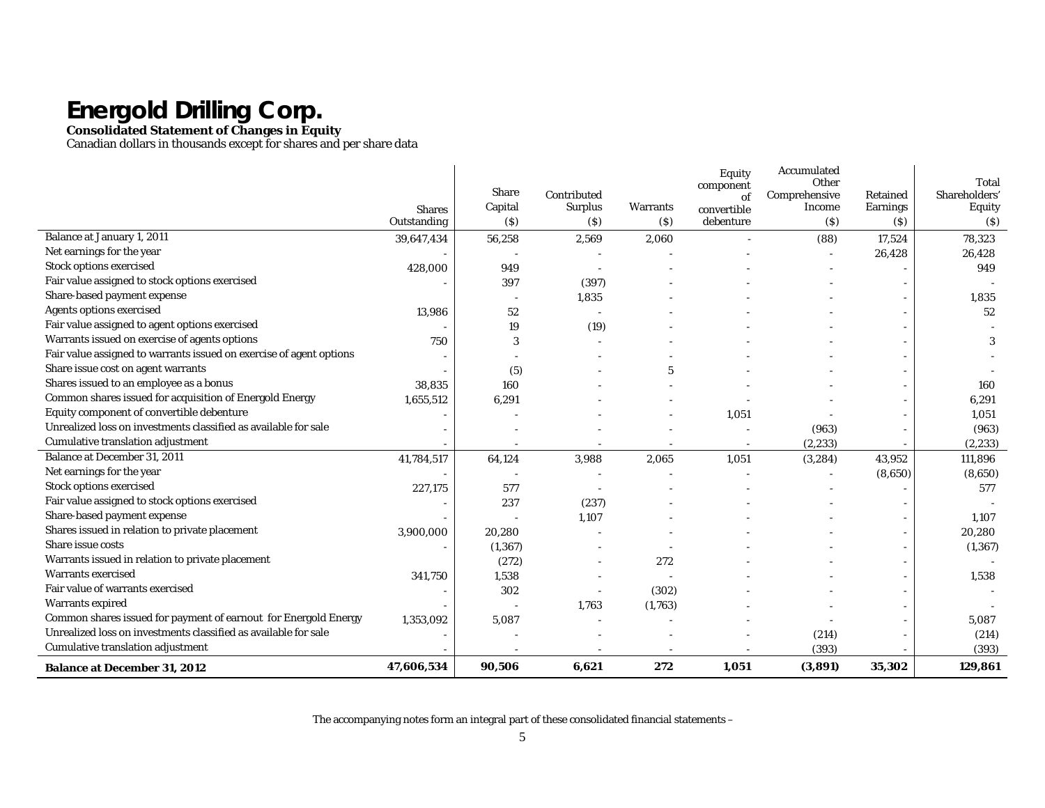# Energold Drilling Corp.

**Consolidated Statement of Changes in Equity**

Canadian dollars in thousands except for shares and per share data

| | Shares Outstanding | Share Capital ($) | Contributed Surplus ($) | Warrants ($) | Equity component of convertible debenture | Accumulated Other Comprehensive Income ($) | Retained Earnings ($) | Total Shareholders' Equity ($) |
|---|---|---|---|---|---|---|---|---|
| Balance at January 1, 2011 | 39,647,434 | 56,258 | 2,569 | 2,060 | - | (88) | 17,524 | 78,323 |
| Net earnings for the year | - | - | - | - | - | - | 26,428 | 26,428 |
| Stock options exercised | 428,000 | 949 | - | - | - | - | - | 949 |
| Fair value assigned to stock options exercised | - | 397 | (397) | - | - | - | - | - |
| Share-based payment expense | | - | 1,835 | - | - | - | - | 1,835 |
| Agents options exercised | 13,986 | 52 | - | - | - | - | - | 52 |
| Fair value assigned to agent options exercised | - | 19 | (19) | - | - | - | - | - |
| Warrants issued on exercise of agents options | 750 | 3 | - | - | - | - | - | 3 |
| Fair value assigned to warrants issued on exercise of agent options | - | - | - | - | - | - | - | - |
| Share issue cost on agent warrants | - | (5) | - | 5 | - | - | - | - |
| Shares issued to an employee as a bonus | 38,835 | 160 | - | - | - | - | - | 160 |
| Common shares issued for acquisition of Energold Energy | 1,655,512 | 6,291 | - | - | - | - | - | 6,291 |
| Equity component of convertible debenture | - | - | - | - | 1,051 | - | - | 1,051 |
| Unrealized loss on investments classified as available for sale | - | - | - | - | - | (963) | - | (963) |
| Cumulative translation adjustment | - | - | - | - | - | (2,233) | - | (2,233) |
| Balance at December 31, 2011 | 41,784,517 | 64,124 | 3,988 | 2,065 | 1,051 | (3,284) | 43,952 | 111,896 |
| Net earnings for the year | - | - | - | - | - | - | (8,650) | (8,650) |
| Stock options exercised | 227,175 | 577 | - | - | - | - | - | 577 |
| Fair value assigned to stock options exercised | - | 237 | (237) | - | - | - | - | - |
| Share-based payment expense | - | - | 1,107 | - | - | - | - | 1,107 |
| Shares issued in relation to private placement | 3,900,000 | 20,280 | - | - | - | - | - | 20,280 |
| Share issue costs | - | (1,367) | - | - | - | - | - | (1,367) |
| Warrants issued in relation to private placement | | (272) | - | 272 | - | - | - | - |
| Warrants exercised | 341,750 | 1,538 | - | - | - | - | - | 1,538 |
| Fair value of warrants exercised | - | 302 | - | (302) | - | - | - | - |
| Warrants expired | - | - | 1,763 | (1,763) | - | - | - | - |
| Common shares issued for payment of earnout for Energold Energy | 1,353,092 | 5,087 | - | - | - | - | - | 5,087 |
| Unrealized loss on investments classified as available for sale | - | - | - | - | - | (214) | - | (214) |
| Cumulative translation adjustment | - | - | - | - | - | (393) | - | (393) |
| **Balance at December 31, 2012** | **47,606,534** | **90,506** | **6,621** | **272** | **1,051** | **(3,891)** | **35,302** | **129,861** |

The accompanying notes form an integral part of these consolidated financial statements –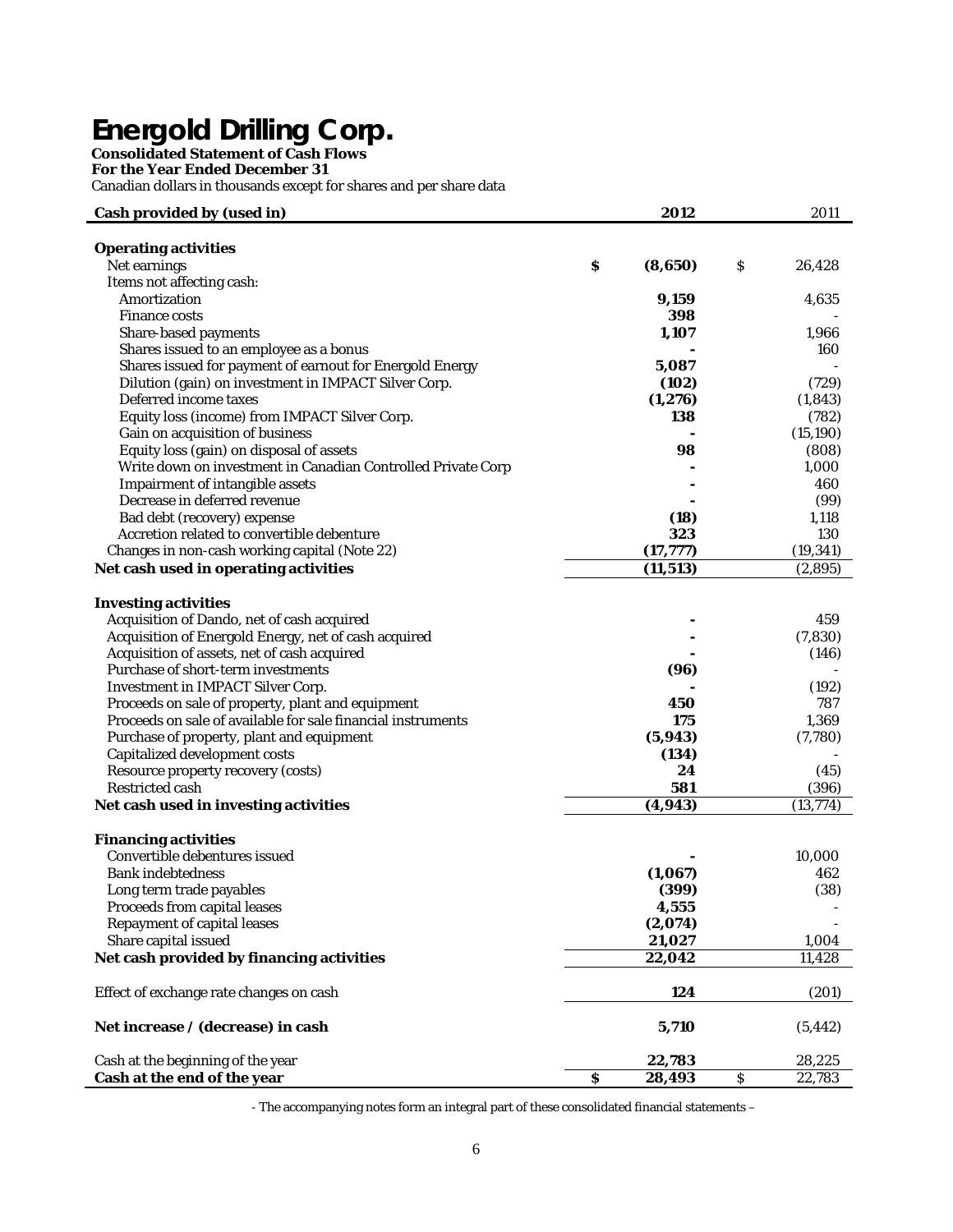# Energold Drilling Corp.

**Consolidated Statement of Cash Flows**
**For the Year Ended December 31**
Canadian dollars in thousands except for shares and per share data

| Cash provided by (used in) | 2012 | 2011 |
|---|---|---|
| **Operating activities** | | |
| Net earnings | $ **(8,650)** | $ 26,428 |
| Items not affecting cash: | | |
| Amortization | **9,159** | 4,635 |
| Finance costs | **398** | - |
| Share-based payments | **1,107** | 1,966 |
| Shares issued to an employee as a bonus | **-** | 160 |
| Shares issued for payment of earnout for Energold Energy | **5,087** | - |
| Dilution (gain) on investment in IMPACT Silver Corp. | **(102)** | (729) |
| Deferred income taxes | **(1,276)** | (1,843) |
| Equity loss (income) from IMPACT Silver Corp. | **138** | (782) |
| Gain on acquisition of business | **-** | (15,190) |
| Equity loss (gain) on disposal of assets | **98** | (808) |
| Write down on investment in Canadian Controlled Private Corp | **-** | 1,000 |
| Impairment of intangible assets | **-** | 460 |
| Decrease in deferred revenue | **-** | (99) |
| Bad debt (recovery) expense | **(18)** | 1,118 |
| Accretion related to convertible debenture | **323** | 130 |
| Changes in non-cash working capital (Note 22) | **(17,777)** | (19,341) |
| **Net cash used in operating activities** | **(11,513)** | (2,895) |
| | | |
| **Investing activities** | | |
| Acquisition of Dando, net of cash acquired | **-** | 459 |
| Acquisition of Energold Energy, net of cash acquired | **-** | (7,830) |
| Acquisition of assets, net of cash acquired | **-** | (146) |
| Purchase of short-term investments | **(96)** | - |
| Investment in IMPACT Silver Corp. | **-** | (192) |
| Proceeds on sale of property, plant and equipment | **450** | 787 |
| Proceeds on sale of available for sale financial instruments | **175** | 1,369 |
| Purchase of property, plant and equipment | **(5,943)** | (7,780) |
| Capitalized development costs | **(134)** | - |
| Resource property recovery (costs) | **24** | (45) |
| Restricted cash | **581** | (396) |
| **Net cash used in investing activities** | **(4,943)** | (13,774) |
| | | |
| **Financing activities** | | |
| Convertible debentures issued | **-** | 10,000 |
| Bank indebtedness | **(1,067)** | 462 |
| Long term trade payables | **(399)** | (38) |
| Proceeds from capital leases | **4,555** | - |
| Repayment of capital leases | **(2,074)** | - |
| Share capital issued | **21,027** | 1,004 |
| **Net cash provided by financing activities** | **22,042** | 11,428 |
| | | |
| Effect of exchange rate changes on cash | **124** | (201) |
| | | |
| **Net increase / (decrease) in cash** | **5,710** | (5,442) |
| | | |
| Cash at the beginning of the year | **22,783** | 28,225 |
| **Cash at the end of the year** | $ **28,493** | $ 22,783 |

- The accompanying notes form an integral part of these consolidated financial statements –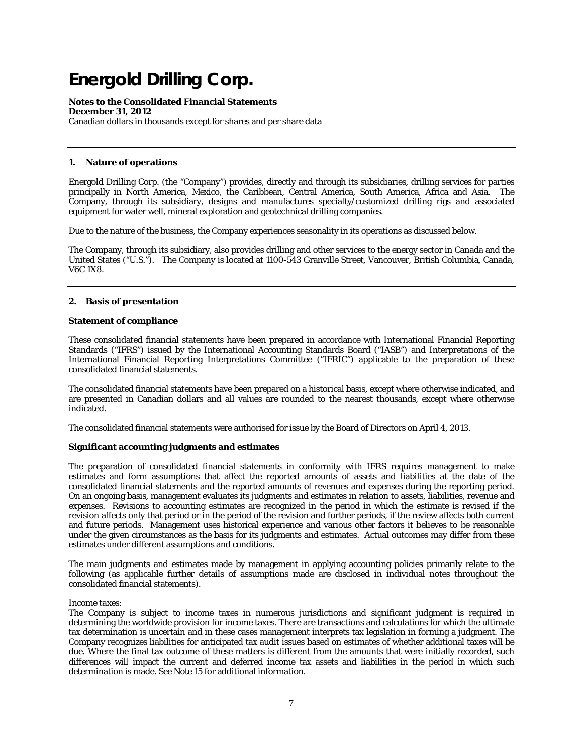# Energold Drilling Corp.

**Notes to the Consolidated Financial Statements**
**December 31, 2012**
Canadian dollars in thousands except for shares and per share data

## 1. Nature of operations

Energold Drilling Corp. (the "Company") provides, directly and through its subsidiaries, drilling services for parties principally in North America, Mexico, the Caribbean, Central America, South America, Africa and Asia. The Company, through its subsidiary, designs and manufactures specialty/customized drilling rigs and associated equipment for water well, mineral exploration and geotechnical drilling companies.

Due to the nature of the business, the Company experiences seasonality in its operations as discussed below.

The Company, through its subsidiary, also provides drilling and other services to the energy sector in Canada and the United States ("U.S."). The Company is located at 1100-543 Granville Street, Vancouver, British Columbia, Canada, V6C 1X8.

## 2. Basis of presentation

### Statement of compliance

These consolidated financial statements have been prepared in accordance with International Financial Reporting Standards ("IFRS") issued by the International Accounting Standards Board ("IASB") and Interpretations of the International Financial Reporting Interpretations Committee ("IFRIC") applicable to the preparation of these consolidated financial statements.

The consolidated financial statements have been prepared on a historical basis, except where otherwise indicated, and are presented in Canadian dollars and all values are rounded to the nearest thousands, except where otherwise indicated.

The consolidated financial statements were authorised for issue by the Board of Directors on April 4, 2013.

### Significant accounting judgments and estimates

The preparation of consolidated financial statements in conformity with IFRS requires management to make estimates and form assumptions that affect the reported amounts of assets and liabilities at the date of the consolidated financial statements and the reported amounts of revenues and expenses during the reporting period. On an ongoing basis, management evaluates its judgments and estimates in relation to assets, liabilities, revenue and expenses. Revisions to accounting estimates are recognized in the period in which the estimate is revised if the revision affects only that period or in the period of the revision and further periods, if the review affects both current and future periods. Management uses historical experience and various other factors it believes to be reasonable under the given circumstances as the basis for its judgments and estimates. Actual outcomes may differ from these estimates under different assumptions and conditions.

The main judgments and estimates made by management in applying accounting policies primarily relate to the following (as applicable further details of assumptions made are disclosed in individual notes throughout the consolidated financial statements).

*Income taxes:*
The Company is subject to income taxes in numerous jurisdictions and significant judgment is required in determining the worldwide provision for income taxes. There are transactions and calculations for which the ultimate tax determination is uncertain and in these cases management interprets tax legislation in forming a judgment. The Company recognizes liabilities for anticipated tax audit issues based on estimates of whether additional taxes will be due. Where the final tax outcome of these matters is different from the amounts that were initially recorded, such differences will impact the current and deferred income tax assets and liabilities in the period in which such determination is made. See Note 15 for additional information.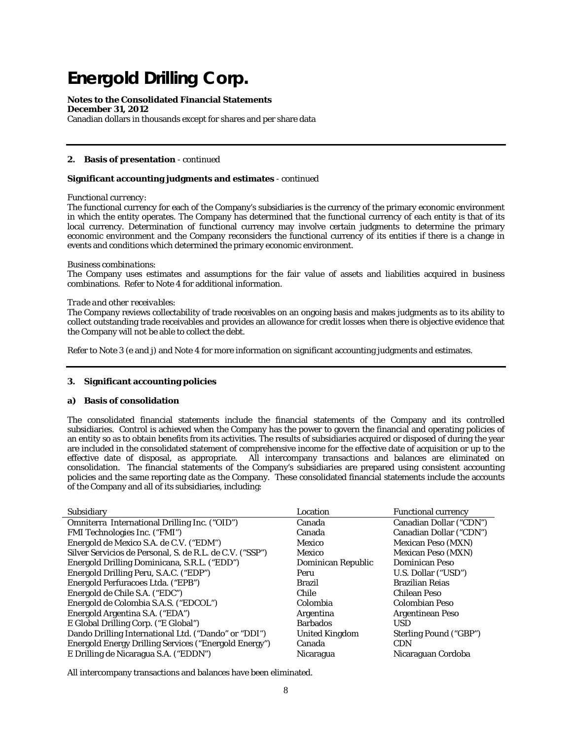## 2. Basis of presentation - continued

### Significant accounting judgments and estimates - continued

*Functional currency:*

The functional currency for each of the Company's subsidiaries is the currency of the primary economic environment in which the entity operates. The Company has determined that the functional currency of each entity is that of its local currency. Determination of functional currency may involve certain judgments to determine the primary economic environment and the Company reconsiders the functional currency of its entities if there is a change in events and conditions which determined the primary economic environment.

*Business combinations:*

The Company uses estimates and assumptions for the fair value of assets and liabilities acquired in business combinations. Refer to Note 4 for additional information.

*Trade and other receivables:*

The Company reviews collectability of trade receivables on an ongoing basis and makes judgments as to its ability to collect outstanding trade receivables and provides an allowance for credit losses when there is objective evidence that the Company will not be able to collect the debt.

Refer to Note 3 (e and j) and Note 4 for more information on significant accounting judgments and estimates.

## 3. Significant accounting policies

### a) Basis of consolidation

The consolidated financial statements include the financial statements of the Company and its controlled subsidiaries. Control is achieved when the Company has the power to govern the financial and operating policies of an entity so as to obtain benefits from its activities. The results of subsidiaries acquired or disposed of during the year are included in the consolidated statement of comprehensive income for the effective date of acquisition or up to the effective date of disposal, as appropriate. All intercompany transactions and balances are eliminated on consolidation. The financial statements of the Company's subsidiaries are prepared using consistent accounting policies and the same reporting date as the Company. These consolidated financial statements include the accounts of the Company and all of its subsidiaries, including:

| Subsidiary | Location | Functional currency |
|---|---|---|
| Omniterra International Drilling Inc. ("OID") | Canada | Canadian Dollar ("CDN") |
| FMI Technologies Inc. ("FMI") | Canada | Canadian Dollar ("CDN") |
| Energold de Mexico S.A. de C.V. ("EDM") | Mexico | Mexican Peso (MXN) |
| Silver Servicios de Personal, S. de R.L. de C.V. ("SSP") | Mexico | Mexican Peso (MXN) |
| Energold Drilling Dominicana, S.R.L. ("EDD") | Dominican Republic | Dominican Peso |
| Energold Drilling Peru, S.A.C. ("EDP") | Peru | U.S. Dollar ("USD") |
| Energold Perfuracoes Ltda. ("EPB") | Brazil | Brazilian Reias |
| Energold de Chile S.A. ("EDC") | Chile | Chilean Peso |
| Energold de Colombia S.A.S. ("EDCOL") | Colombia | Colombian Peso |
| Energold Argentina S.A. ("EDA") | Argentina | Argentinean Peso |
| E Global Drilling Corp. ("E Global") | Barbados | USD |
| Dando Drilling International Ltd. ("Dando" or "DDI") | United Kingdom | Sterling Pound ("GBP") |
| Energold Energy Drilling Services ("Energold Energy") | Canada | CDN |
| E Drilling de Nicaragua S.A. ("EDDN") | Nicaragua | Nicaraguan Cordoba |

All intercompany transactions and balances have been eliminated.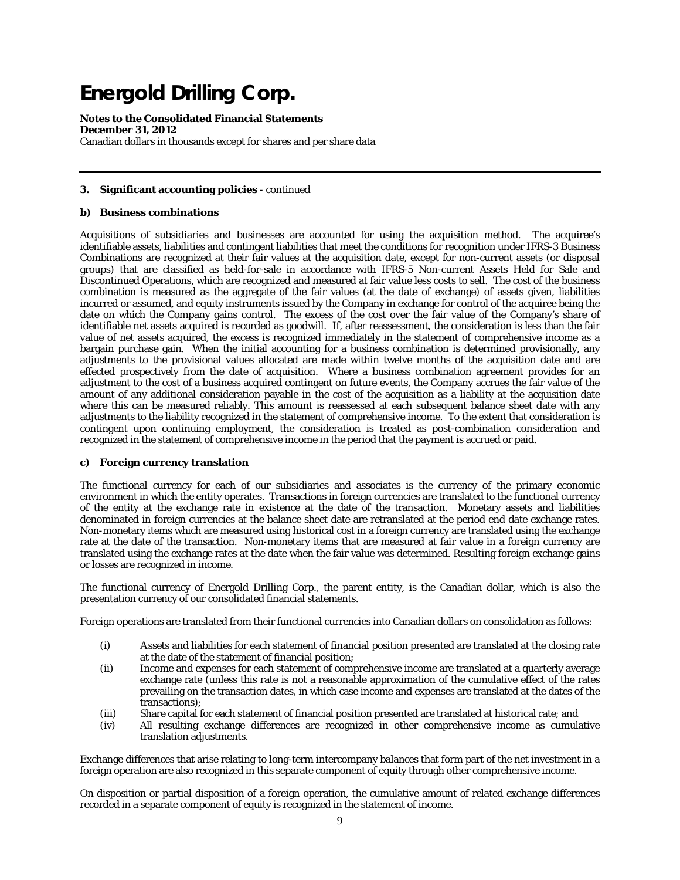# Energold Drilling Corp.

**Notes to the Consolidated Financial Statements**
**December 31, 2012**
Canadian dollars in thousands except for shares and per share data

---

**3. Significant accounting policies** - continued

**b) Business combinations**

Acquisitions of subsidiaries and businesses are accounted for using the acquisition method. The acquiree's identifiable assets, liabilities and contingent liabilities that meet the conditions for recognition under IFRS-3 Business Combinations are recognized at their fair values at the acquisition date, except for non-current assets (or disposal groups) that are classified as held-for-sale in accordance with IFRS-5 Non-current Assets Held for Sale and Discontinued Operations, which are recognized and measured at fair value less costs to sell. The cost of the business combination is measured as the aggregate of the fair values (at the date of exchange) of assets given, liabilities incurred or assumed, and equity instruments issued by the Company in exchange for control of the acquiree being the date on which the Company gains control. The excess of the cost over the fair value of the Company's share of identifiable net assets acquired is recorded as goodwill. If, after reassessment, the consideration is less than the fair value of net assets acquired, the excess is recognized immediately in the statement of comprehensive income as a bargain purchase gain. When the initial accounting for a business combination is determined provisionally, any adjustments to the provisional values allocated are made within twelve months of the acquisition date and are effected prospectively from the date of acquisition. Where a business combination agreement provides for an adjustment to the cost of a business acquired contingent on future events, the Company accrues the fair value of the amount of any additional consideration payable in the cost of the acquisition as a liability at the acquisition date where this can be measured reliably. This amount is reassessed at each subsequent balance sheet date with any adjustments to the liability recognized in the statement of comprehensive income. To the extent that consideration is contingent upon continuing employment, the consideration is treated as post-combination consideration and recognized in the statement of comprehensive income in the period that the payment is accrued or paid.

**c) Foreign currency translation**

The functional currency for each of our subsidiaries and associates is the currency of the primary economic environment in which the entity operates. Transactions in foreign currencies are translated to the functional currency of the entity at the exchange rate in existence at the date of the transaction. Monetary assets and liabilities denominated in foreign currencies at the balance sheet date are retranslated at the period end date exchange rates. Non-monetary items which are measured using historical cost in a foreign currency are translated using the exchange rate at the date of the transaction. Non-monetary items that are measured at fair value in a foreign currency are translated using the exchange rates at the date when the fair value was determined. Resulting foreign exchange gains or losses are recognized in income.

The functional currency of Energold Drilling Corp., the parent entity, is the Canadian dollar, which is also the presentation currency of our consolidated financial statements.

Foreign operations are translated from their functional currencies into Canadian dollars on consolidation as follows:

(i) Assets and liabilities for each statement of financial position presented are translated at the closing rate at the date of the statement of financial position;
(ii) Income and expenses for each statement of comprehensive income are translated at a quarterly average exchange rate (unless this rate is not a reasonable approximation of the cumulative effect of the rates prevailing on the transaction dates, in which case income and expenses are translated at the dates of the transactions);
(iii) Share capital for each statement of financial position presented are translated at historical rate; and
(iv) All resulting exchange differences are recognized in other comprehensive income as cumulative translation adjustments.

Exchange differences that arise relating to long-term intercompany balances that form part of the net investment in a foreign operation are also recognized in this separate component of equity through other comprehensive income.

On disposition or partial disposition of a foreign operation, the cumulative amount of related exchange differences recorded in a separate component of equity is recognized in the statement of income.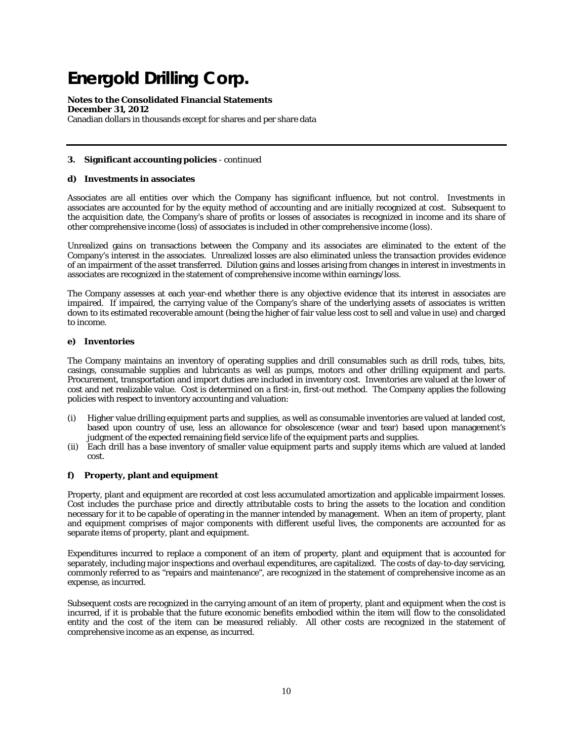# Energold Drilling Corp.

**Notes to the Consolidated Financial Statements**
**December 31, 2012**
Canadian dollars in thousands except for shares and per share data

---

**3. Significant accounting policies** - continued

**d) Investments in associates**

Associates are all entities over which the Company has significant influence, but not control. Investments in associates are accounted for by the equity method of accounting and are initially recognized at cost. Subsequent to the acquisition date, the Company's share of profits or losses of associates is recognized in income and its share of other comprehensive income (loss) of associates is included in other comprehensive income (loss).

Unrealized gains on transactions between the Company and its associates are eliminated to the extent of the Company's interest in the associates. Unrealized losses are also eliminated unless the transaction provides evidence of an impairment of the asset transferred. Dilution gains and losses arising from changes in interest in investments in associates are recognized in the statement of comprehensive income within earnings/loss.

The Company assesses at each year-end whether there is any objective evidence that its interest in associates are impaired. If impaired, the carrying value of the Company's share of the underlying assets of associates is written down to its estimated recoverable amount (being the higher of fair value less cost to sell and value in use) and charged to income.

**e) Inventories**

The Company maintains an inventory of operating supplies and drill consumables such as drill rods, tubes, bits, casings, consumable supplies and lubricants as well as pumps, motors and other drilling equipment and parts. Procurement, transportation and import duties are included in inventory cost. Inventories are valued at the lower of cost and net realizable value. Cost is determined on a first-in, first-out method. The Company applies the following policies with respect to inventory accounting and valuation:

(i) Higher value drilling equipment parts and supplies, as well as consumable inventories are valued at landed cost, based upon country of use, less an allowance for obsolescence (wear and tear) based upon management's judgment of the expected remaining field service life of the equipment parts and supplies.
(ii) Each drill has a base inventory of smaller value equipment parts and supply items which are valued at landed cost.

**f) Property, plant and equipment**

Property, plant and equipment are recorded at cost less accumulated amortization and applicable impairment losses. Cost includes the purchase price and directly attributable costs to bring the assets to the location and condition necessary for it to be capable of operating in the manner intended by management. When an item of property, plant and equipment comprises of major components with different useful lives, the components are accounted for as separate items of property, plant and equipment.

Expenditures incurred to replace a component of an item of property, plant and equipment that is accounted for separately, including major inspections and overhaul expenditures, are capitalized. The costs of day-to-day servicing, commonly referred to as "repairs and maintenance", are recognized in the statement of comprehensive income as an expense, as incurred.

Subsequent costs are recognized in the carrying amount of an item of property, plant and equipment when the cost is incurred, if it is probable that the future economic benefits embodied within the item will flow to the consolidated entity and the cost of the item can be measured reliably. All other costs are recognized in the statement of comprehensive income as an expense, as incurred.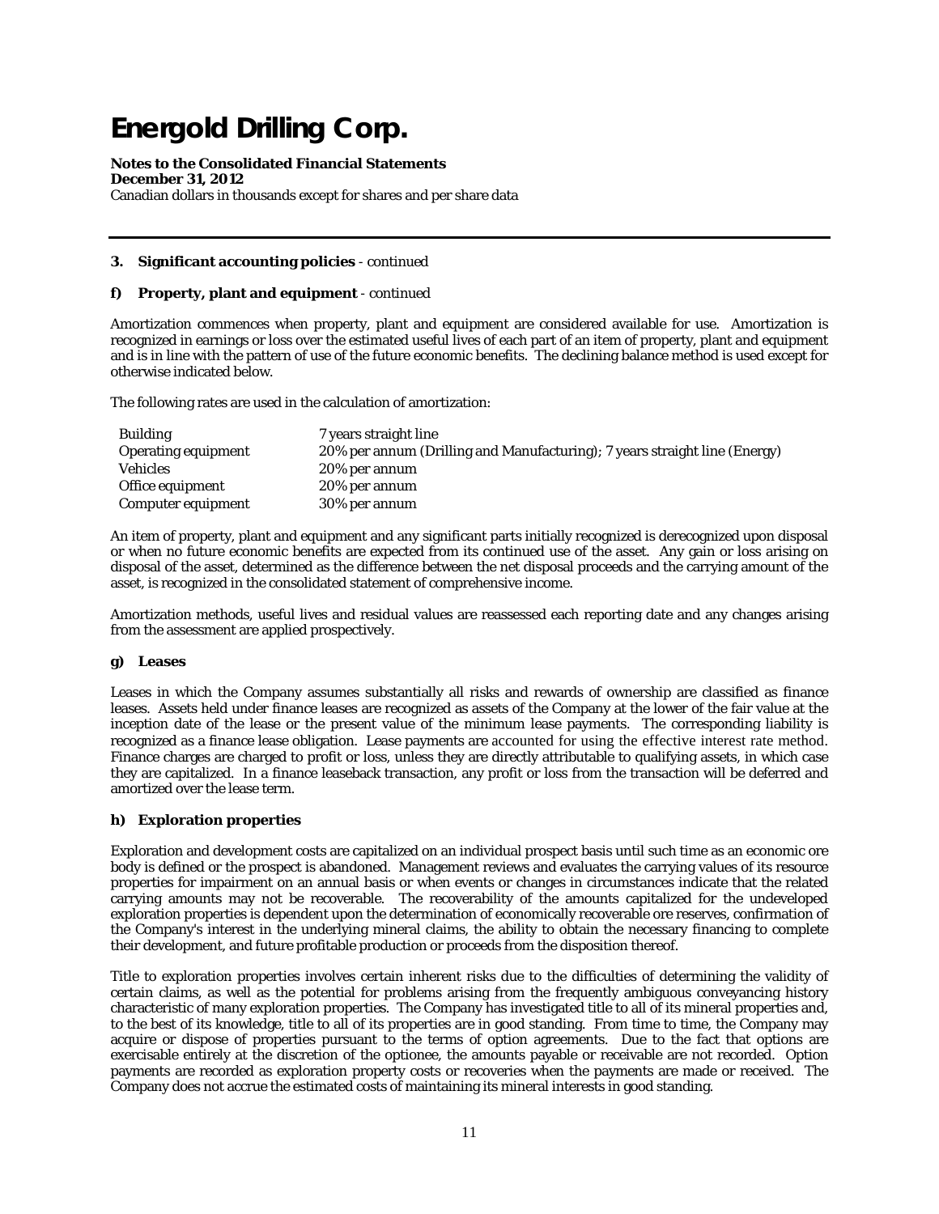# Energold Drilling Corp.

**Notes to the Consolidated Financial Statements**
**December 31, 2012**
Canadian dollars in thousands except for shares and per share data

**3. Significant accounting policies** - continued

**f) Property, plant and equipment** - continued

Amortization commences when property, plant and equipment are considered available for use. Amortization is recognized in earnings or loss over the estimated useful lives of each part of an item of property, plant and equipment and is in line with the pattern of use of the future economic benefits. The declining balance method is used except for otherwise indicated below.

The following rates are used in the calculation of amortization:

| | |
|---|---|
| Building | 7 years straight line |
| Operating equipment | 20% per annum (Drilling and Manufacturing); 7 years straight line (Energy) |
| Vehicles | 20% per annum |
| Office equipment | 20% per annum |
| Computer equipment | 30% per annum |

An item of property, plant and equipment and any significant parts initially recognized is derecognized upon disposal or when no future economic benefits are expected from its continued use of the asset. Any gain or loss arising on disposal of the asset, determined as the difference between the net disposal proceeds and the carrying amount of the asset, is recognized in the consolidated statement of comprehensive income.

Amortization methods, useful lives and residual values are reassessed each reporting date and any changes arising from the assessment are applied prospectively.

**g) Leases**

Leases in which the Company assumes substantially all risks and rewards of ownership are classified as finance leases. Assets held under finance leases are recognized as assets of the Company at the lower of the fair value at the inception date of the lease or the present value of the minimum lease payments. The corresponding liability is recognized as a finance lease obligation. Lease payments are accounted for using the effective interest rate method. Finance charges are charged to profit or loss, unless they are directly attributable to qualifying assets, in which case they are capitalized. In a finance leaseback transaction, any profit or loss from the transaction will be deferred and amortized over the lease term.

**h) Exploration properties**

Exploration and development costs are capitalized on an individual prospect basis until such time as an economic ore body is defined or the prospect is abandoned. Management reviews and evaluates the carrying values of its resource properties for impairment on an annual basis or when events or changes in circumstances indicate that the related carrying amounts may not be recoverable. The recoverability of the amounts capitalized for the undeveloped exploration properties is dependent upon the determination of economically recoverable ore reserves, confirmation of the Company's interest in the underlying mineral claims, the ability to obtain the necessary financing to complete their development, and future profitable production or proceeds from the disposition thereof.

Title to exploration properties involves certain inherent risks due to the difficulties of determining the validity of certain claims, as well as the potential for problems arising from the frequently ambiguous conveyancing history characteristic of many exploration properties. The Company has investigated title to all of its mineral properties and, to the best of its knowledge, title to all of its properties are in good standing. From time to time, the Company may acquire or dispose of properties pursuant to the terms of option agreements. Due to the fact that options are exercisable entirely at the discretion of the optionee, the amounts payable or receivable are not recorded. Option payments are recorded as exploration property costs or recoveries when the payments are made or received. The Company does not accrue the estimated costs of maintaining its mineral interests in good standing.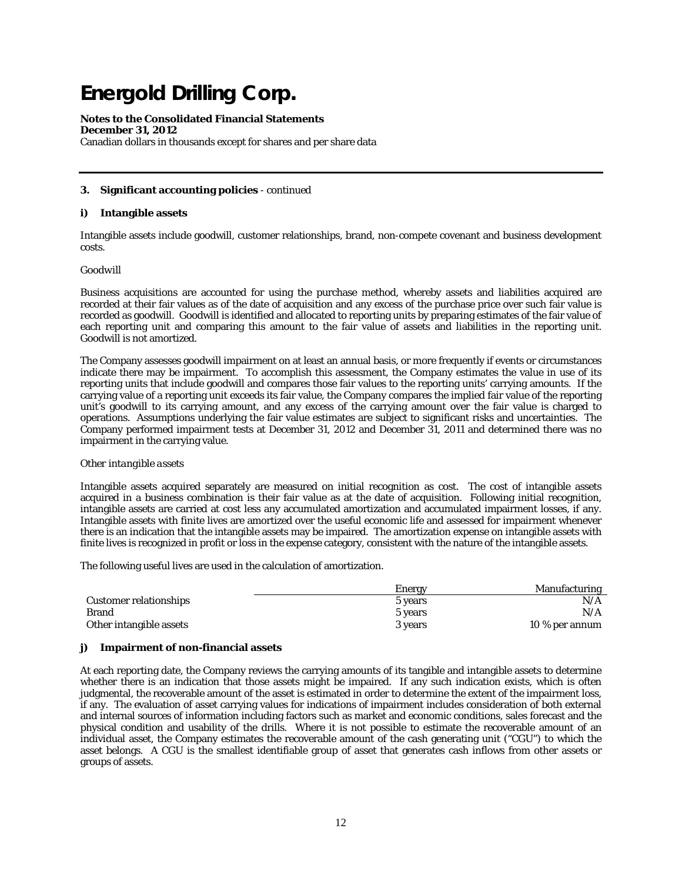# Energold Drilling Corp.

**Notes to the Consolidated Financial Statements**
**December 31, 2012**
Canadian dollars in thousands except for shares and per share data

**3. Significant accounting policies** - continued

**i) Intangible assets**

Intangible assets include goodwill, customer relationships, brand, non-compete covenant and business development costs.

Goodwill

Business acquisitions are accounted for using the purchase method, whereby assets and liabilities acquired are recorded at their fair values as of the date of acquisition and any excess of the purchase price over such fair value is recorded as goodwill. Goodwill is identified and allocated to reporting units by preparing estimates of the fair value of each reporting unit and comparing this amount to the fair value of assets and liabilities in the reporting unit. Goodwill is not amortized.

The Company assesses goodwill impairment on at least an annual basis, or more frequently if events or circumstances indicate there may be impairment. To accomplish this assessment, the Company estimates the value in use of its reporting units that include goodwill and compares those fair values to the reporting units' carrying amounts. If the carrying value of a reporting unit exceeds its fair value, the Company compares the implied fair value of the reporting unit's goodwill to its carrying amount, and any excess of the carrying amount over the fair value is charged to operations. Assumptions underlying the fair value estimates are subject to significant risks and uncertainties. The Company performed impairment tests at December 31, 2012 and December 31, 2011 and determined there was no impairment in the carrying value.

*Other intangible assets*

Intangible assets acquired separately are measured on initial recognition as cost. The cost of intangible assets acquired in a business combination is their fair value as at the date of acquisition. Following initial recognition, intangible assets are carried at cost less any accumulated amortization and accumulated impairment losses, if any. Intangible assets with finite lives are amortized over the useful economic life and assessed for impairment whenever there is an indication that the intangible assets may be impaired. The amortization expense on intangible assets with finite lives is recognized in profit or loss in the expense category, consistent with the nature of the intangible assets.

The following useful lives are used in the calculation of amortization.

| | Energy | Manufacturing |
|---|---|---|
| Customer relationships | 5 years | N/A |
| Brand | 5 years | N/A |
| Other intangible assets | 3 years | 10 % per annum |

**j) Impairment of non-financial assets**

At each reporting date, the Company reviews the carrying amounts of its tangible and intangible assets to determine whether there is an indication that those assets might be impaired. If any such indication exists, which is often judgmental, the recoverable amount of the asset is estimated in order to determine the extent of the impairment loss, if any. The evaluation of asset carrying values for indications of impairment includes consideration of both external and internal sources of information including factors such as market and economic conditions, sales forecast and the physical condition and usability of the drills. Where it is not possible to estimate the recoverable amount of an individual asset, the Company estimates the recoverable amount of the cash generating unit ("CGU") to which the asset belongs. A CGU is the smallest identifiable group of asset that generates cash inflows from other assets or groups of assets.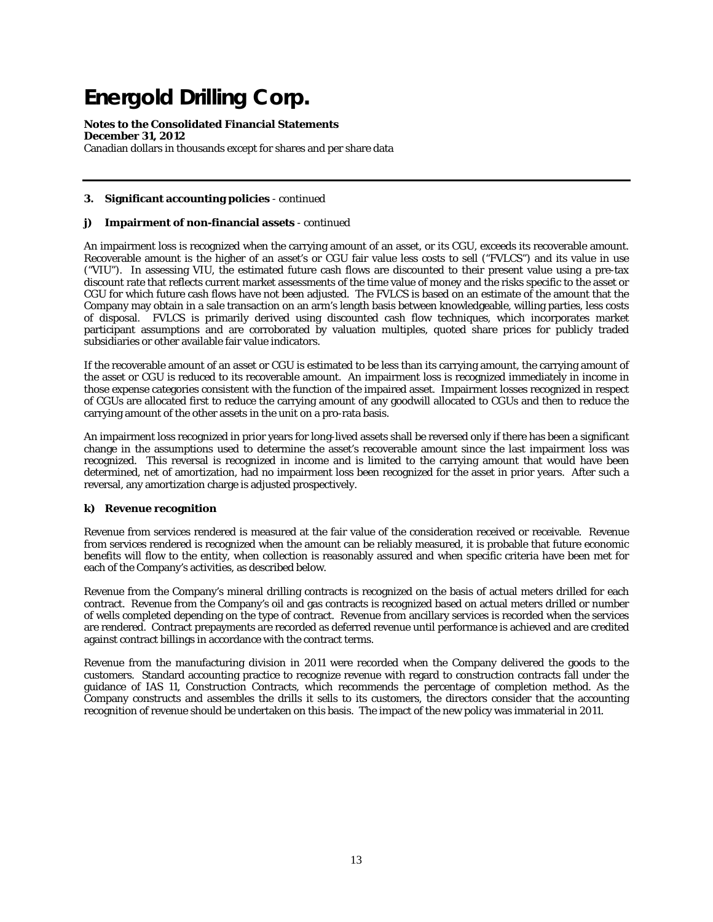# Energold Drilling Corp.

**Notes to the Consolidated Financial Statements**
**December 31, 2012**
Canadian dollars in thousands except for shares and per share data

---

**3. Significant accounting policies** - continued

**j) Impairment of non-financial assets** - continued

An impairment loss is recognized when the carrying amount of an asset, or its CGU, exceeds its recoverable amount. Recoverable amount is the higher of an asset's or CGU fair value less costs to sell ("FVLCS") and its value in use ("VIU"). In assessing VIU, the estimated future cash flows are discounted to their present value using a pre-tax discount rate that reflects current market assessments of the time value of money and the risks specific to the asset or CGU for which future cash flows have not been adjusted. The FVLCS is based on an estimate of the amount that the Company may obtain in a sale transaction on an arm's length basis between knowledgeable, willing parties, less costs of disposal. FVLCS is primarily derived using discounted cash flow techniques, which incorporates market participant assumptions and are corroborated by valuation multiples, quoted share prices for publicly traded subsidiaries or other available fair value indicators.

If the recoverable amount of an asset or CGU is estimated to be less than its carrying amount, the carrying amount of the asset or CGU is reduced to its recoverable amount. An impairment loss is recognized immediately in income in those expense categories consistent with the function of the impaired asset. Impairment losses recognized in respect of CGUs are allocated first to reduce the carrying amount of any goodwill allocated to CGUs and then to reduce the carrying amount of the other assets in the unit on a pro-rata basis.

An impairment loss recognized in prior years for long-lived assets shall be reversed only if there has been a significant change in the assumptions used to determine the asset's recoverable amount since the last impairment loss was recognized. This reversal is recognized in income and is limited to the carrying amount that would have been determined, net of amortization, had no impairment loss been recognized for the asset in prior years. After such a reversal, any amortization charge is adjusted prospectively.

**k) Revenue recognition**

Revenue from services rendered is measured at the fair value of the consideration received or receivable. Revenue from services rendered is recognized when the amount can be reliably measured, it is probable that future economic benefits will flow to the entity, when collection is reasonably assured and when specific criteria have been met for each of the Company's activities, as described below.

Revenue from the Company's mineral drilling contracts is recognized on the basis of actual meters drilled for each contract. Revenue from the Company's oil and gas contracts is recognized based on actual meters drilled or number of wells completed depending on the type of contract. Revenue from ancillary services is recorded when the services are rendered. Contract prepayments are recorded as deferred revenue until performance is achieved and are credited against contract billings in accordance with the contract terms.

Revenue from the manufacturing division in 2011 were recorded when the Company delivered the goods to the customers. Standard accounting practice to recognize revenue with regard to construction contracts fall under the guidance of IAS 11, Construction Contracts, which recommends the percentage of completion method. As the Company constructs and assembles the drills it sells to its customers, the directors consider that the accounting recognition of revenue should be undertaken on this basis. The impact of the new policy was immaterial in 2011.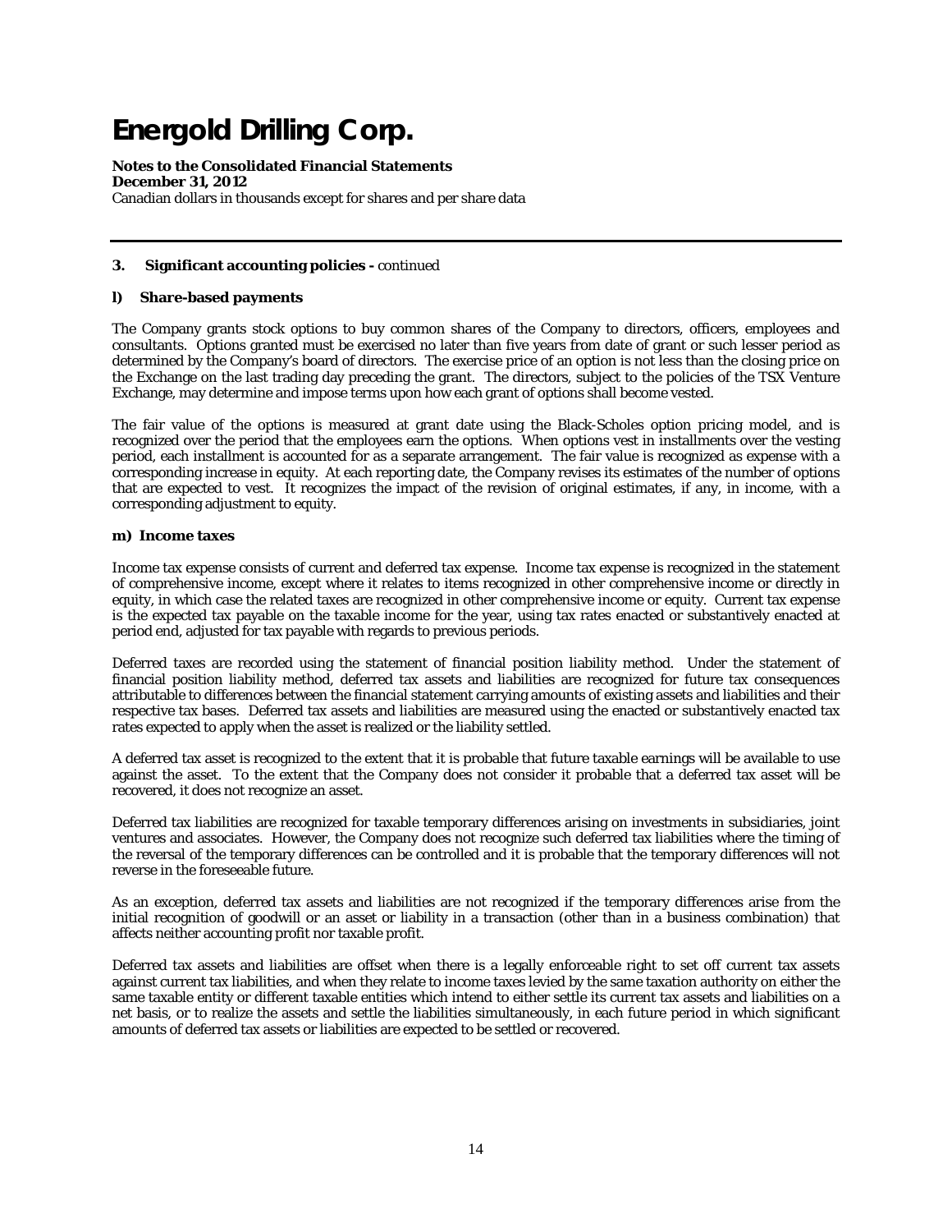# Energold Drilling Corp.

**Notes to the Consolidated Financial Statements**
**December 31, 2012**
Canadian dollars in thousands except for shares and per share data

---

**3. Significant accounting policies -** continued

**l) Share-based payments**

The Company grants stock options to buy common shares of the Company to directors, officers, employees and consultants. Options granted must be exercised no later than five years from date of grant or such lesser period as determined by the Company's board of directors. The exercise price of an option is not less than the closing price on the Exchange on the last trading day preceding the grant. The directors, subject to the policies of the TSX Venture Exchange, may determine and impose terms upon how each grant of options shall become vested.

The fair value of the options is measured at grant date using the Black-Scholes option pricing model, and is recognized over the period that the employees earn the options. When options vest in installments over the vesting period, each installment is accounted for as a separate arrangement. The fair value is recognized as expense with a corresponding increase in equity. At each reporting date, the Company revises its estimates of the number of options that are expected to vest. It recognizes the impact of the revision of original estimates, if any, in income, with a corresponding adjustment to equity.

**m) Income taxes**

Income tax expense consists of current and deferred tax expense. Income tax expense is recognized in the statement of comprehensive income, except where it relates to items recognized in other comprehensive income or directly in equity, in which case the related taxes are recognized in other comprehensive income or equity. Current tax expense is the expected tax payable on the taxable income for the year, using tax rates enacted or substantively enacted at period end, adjusted for tax payable with regards to previous periods.

Deferred taxes are recorded using the statement of financial position liability method. Under the statement of financial position liability method, deferred tax assets and liabilities are recognized for future tax consequences attributable to differences between the financial statement carrying amounts of existing assets and liabilities and their respective tax bases. Deferred tax assets and liabilities are measured using the enacted or substantively enacted tax rates expected to apply when the asset is realized or the liability settled.

A deferred tax asset is recognized to the extent that it is probable that future taxable earnings will be available to use against the asset. To the extent that the Company does not consider it probable that a deferred tax asset will be recovered, it does not recognize an asset.

Deferred tax liabilities are recognized for taxable temporary differences arising on investments in subsidiaries, joint ventures and associates. However, the Company does not recognize such deferred tax liabilities where the timing of the reversal of the temporary differences can be controlled and it is probable that the temporary differences will not reverse in the foreseeable future.

As an exception, deferred tax assets and liabilities are not recognized if the temporary differences arise from the initial recognition of goodwill or an asset or liability in a transaction (other than in a business combination) that affects neither accounting profit nor taxable profit.

Deferred tax assets and liabilities are offset when there is a legally enforceable right to set off current tax assets against current tax liabilities, and when they relate to income taxes levied by the same taxation authority on either the same taxable entity or different taxable entities which intend to either settle its current tax assets and liabilities on a net basis, or to realize the assets and settle the liabilities simultaneously, in each future period in which significant amounts of deferred tax assets or liabilities are expected to be settled or recovered.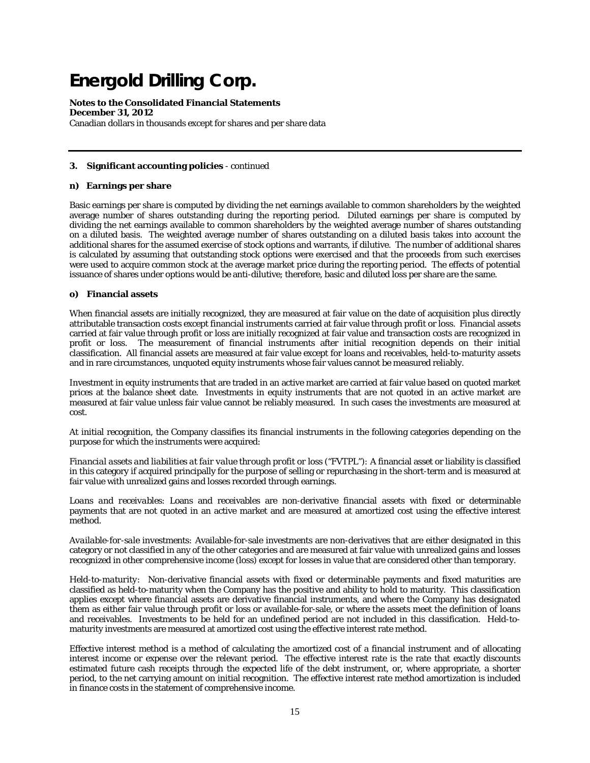# Energold Drilling Corp.

**Notes to the Consolidated Financial Statements**
**December 31, 2012**
Canadian dollars in thousands except for shares and per share data

---

**3. Significant accounting policies** - continued

**n) Earnings per share**

Basic earnings per share is computed by dividing the net earnings available to common shareholders by the weighted average number of shares outstanding during the reporting period. Diluted earnings per share is computed by dividing the net earnings available to common shareholders by the weighted average number of shares outstanding on a diluted basis. The weighted average number of shares outstanding on a diluted basis takes into account the additional shares for the assumed exercise of stock options and warrants, if dilutive. The number of additional shares is calculated by assuming that outstanding stock options were exercised and that the proceeds from such exercises were used to acquire common stock at the average market price during the reporting period. The effects of potential issuance of shares under options would be anti-dilutive; therefore, basic and diluted loss per share are the same.

**o) Financial assets**

When financial assets are initially recognized, they are measured at fair value on the date of acquisition plus directly attributable transaction costs except financial instruments carried at fair value through profit or loss. Financial assets carried at fair value through profit or loss are initially recognized at fair value and transaction costs are recognized in profit or loss. The measurement of financial instruments after initial recognition depends on their initial classification. All financial assets are measured at fair value except for loans and receivables, held-to-maturity assets and in rare circumstances, unquoted equity instruments whose fair values cannot be measured reliably.

Investment in equity instruments that are traded in an active market are carried at fair value based on quoted market prices at the balance sheet date. Investments in equity instruments that are not quoted in an active market are measured at fair value unless fair value cannot be reliably measured. In such cases the investments are measured at cost.

At initial recognition, the Company classifies its financial instruments in the following categories depending on the purpose for which the instruments were acquired:

*Financial assets and liabilities at fair value through profit or loss ("FVTPL")*: A financial asset or liability is classified in this category if acquired principally for the purpose of selling or repurchasing in the short-term and is measured at fair value with unrealized gains and losses recorded through earnings.

*Loans and receivables*: Loans and receivables are non-derivative financial assets with fixed or determinable payments that are not quoted in an active market and are measured at amortized cost using the effective interest method.

*Available-for-sale investments*: Available-for-sale investments are non-derivatives that are either designated in this category or not classified in any of the other categories and are measured at fair value with unrealized gains and losses recognized in other comprehensive income (loss) except for losses in value that are considered other than temporary.

*Held-to-maturity*: Non-derivative financial assets with fixed or determinable payments and fixed maturities are classified as held-to-maturity when the Company has the positive and ability to hold to maturity. This classification applies except where financial assets are derivative financial instruments, and where the Company has designated them as either fair value through profit or loss or available-for-sale, or where the assets meet the definition of loans and receivables. Investments to be held for an undefined period are not included in this classification. Held-to-maturity investments are measured at amortized cost using the effective interest rate method.

Effective interest method is a method of calculating the amortized cost of a financial instrument and of allocating interest income or expense over the relevant period. The effective interest rate is the rate that exactly discounts estimated future cash receipts through the expected life of the debt instrument, or, where appropriate, a shorter period, to the net carrying amount on initial recognition. The effective interest rate method amortization is included in finance costs in the statement of comprehensive income.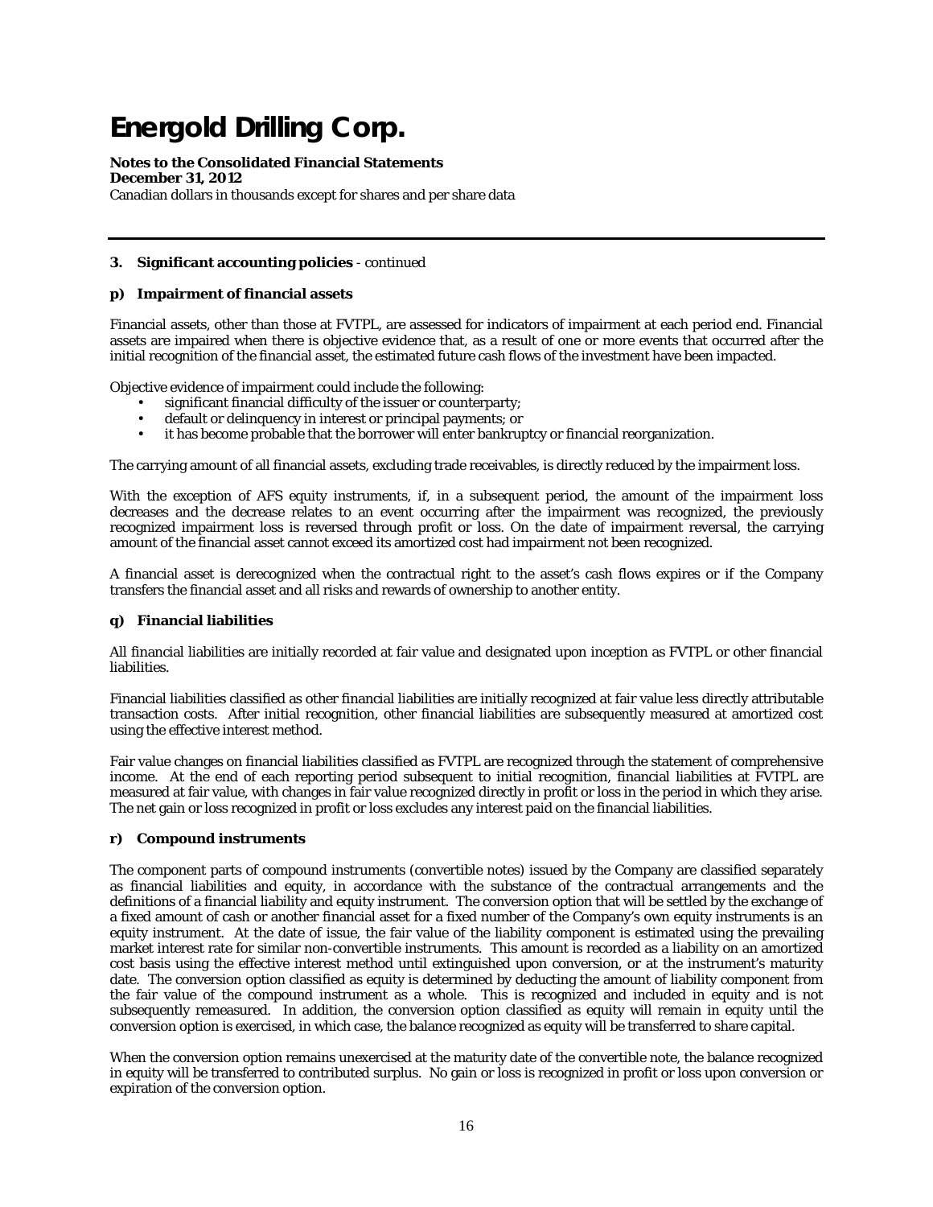# Energold Drilling Corp.

**Notes to the Consolidated Financial Statements**
**December 31, 2012**
Canadian dollars in thousands except for shares and per share data

**3. Significant accounting policies** - continued

### p) Impairment of financial assets

Financial assets, other than those at FVTPL, are assessed for indicators of impairment at each period end. Financial assets are impaired when there is objective evidence that, as a result of one or more events that occurred after the initial recognition of the financial asset, the estimated future cash flows of the investment have been impacted.

Objective evidence of impairment could include the following:

- significant financial difficulty of the issuer or counterparty;
- default or delinquency in interest or principal payments; or
- it has become probable that the borrower will enter bankruptcy or financial reorganization.

The carrying amount of all financial assets, excluding trade receivables, is directly reduced by the impairment loss.

With the exception of AFS equity instruments, if, in a subsequent period, the amount of the impairment loss decreases and the decrease relates to an event occurring after the impairment was recognized, the previously recognized impairment loss is reversed through profit or loss. On the date of impairment reversal, the carrying amount of the financial asset cannot exceed its amortized cost had impairment not been recognized.

A financial asset is derecognized when the contractual right to the asset's cash flows expires or if the Company transfers the financial asset and all risks and rewards of ownership to another entity.

### q) Financial liabilities

All financial liabilities are initially recorded at fair value and designated upon inception as FVTPL or other financial liabilities.

Financial liabilities classified as other financial liabilities are initially recognized at fair value less directly attributable transaction costs. After initial recognition, other financial liabilities are subsequently measured at amortized cost using the effective interest method.

Fair value changes on financial liabilities classified as FVTPL are recognized through the statement of comprehensive income. At the end of each reporting period subsequent to initial recognition, financial liabilities at FVTPL are measured at fair value, with changes in fair value recognized directly in profit or loss in the period in which they arise. The net gain or loss recognized in profit or loss excludes any interest paid on the financial liabilities.

### r) Compound instruments

The component parts of compound instruments (convertible notes) issued by the Company are classified separately as financial liabilities and equity, in accordance with the substance of the contractual arrangements and the definitions of a financial liability and equity instrument. The conversion option that will be settled by the exchange of a fixed amount of cash or another financial asset for a fixed number of the Company's own equity instruments is an equity instrument. At the date of issue, the fair value of the liability component is estimated using the prevailing market interest rate for similar non-convertible instruments. This amount is recorded as a liability on an amortized cost basis using the effective interest method until extinguished upon conversion, or at the instrument's maturity date. The conversion option classified as equity is determined by deducting the amount of liability component from the fair value of the compound instrument as a whole. This is recognized and included in equity and is not subsequently remeasured. In addition, the conversion option classified as equity will remain in equity until the conversion option is exercised, in which case, the balance recognized as equity will be transferred to share capital.

When the conversion option remains unexercised at the maturity date of the convertible note, the balance recognized in equity will be transferred to contributed surplus. No gain or loss is recognized in profit or loss upon conversion or expiration of the conversion option.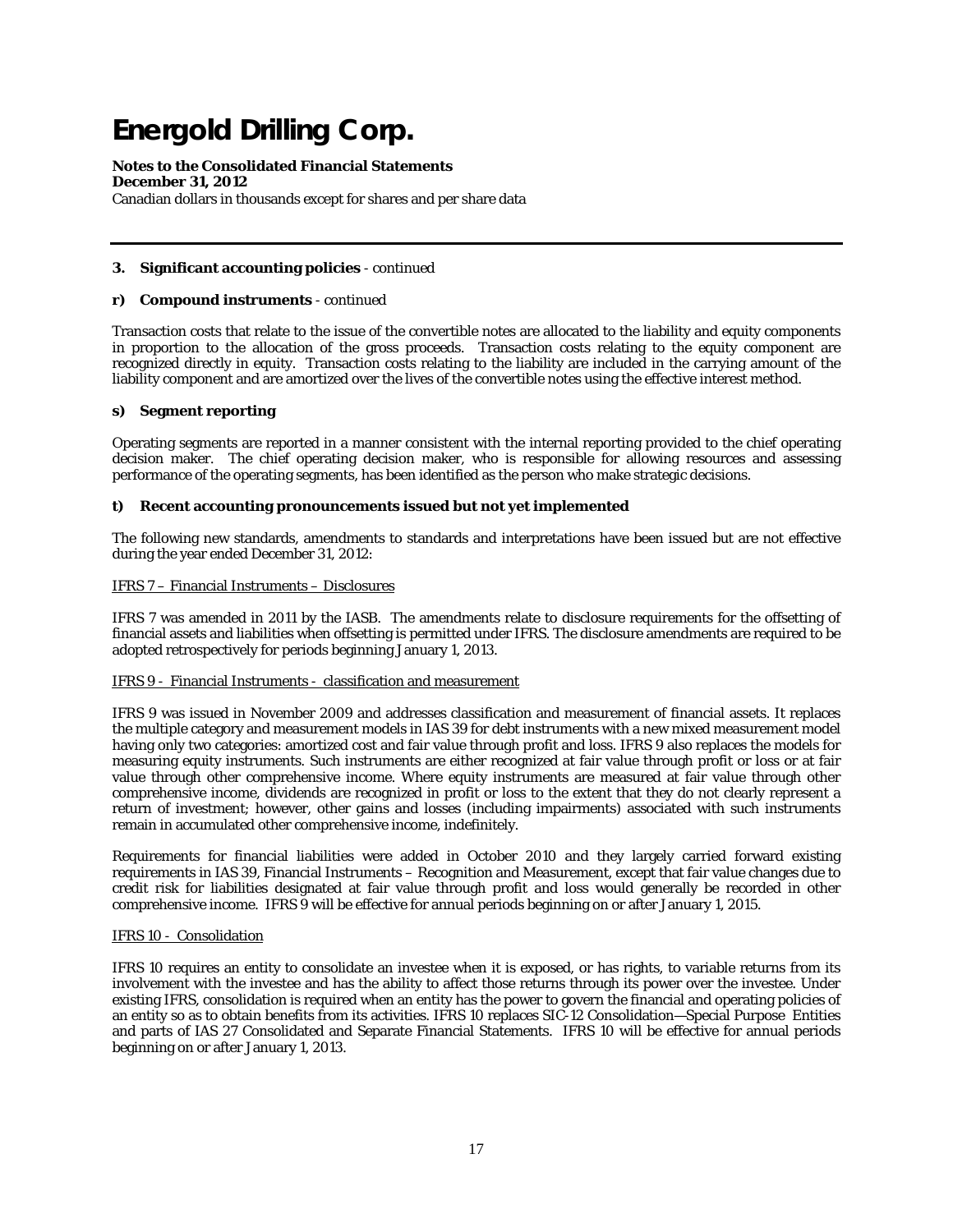# Energold Drilling Corp.

**Notes to the Consolidated Financial Statements**
**December 31, 2012**
Canadian dollars in thousands except for shares and per share data

---

**3. Significant accounting policies** - continued

**r) Compound instruments** - continued

Transaction costs that relate to the issue of the convertible notes are allocated to the liability and equity components in proportion to the allocation of the gross proceeds. Transaction costs relating to the equity component are recognized directly in equity. Transaction costs relating to the liability are included in the carrying amount of the liability component and are amortized over the lives of the convertible notes using the effective interest method.

**s) Segment reporting**

Operating segments are reported in a manner consistent with the internal reporting provided to the chief operating decision maker. The chief operating decision maker, who is responsible for allowing resources and assessing performance of the operating segments, has been identified as the person who make strategic decisions.

**t) Recent accounting pronouncements issued but not yet implemented**

The following new standards, amendments to standards and interpretations have been issued but are not effective during the year ended December 31, 2012:

<u>IFRS 7 – Financial Instruments – Disclosures</u>

IFRS 7 was amended in 2011 by the IASB. The amendments relate to disclosure requirements for the offsetting of financial assets and liabilities when offsetting is permitted under IFRS. The disclosure amendments are required to be adopted retrospectively for periods beginning January 1, 2013.

<u>IFRS 9 - Financial Instruments - classification and measurement</u>

IFRS 9 was issued in November 2009 and addresses classification and measurement of financial assets. It replaces the multiple category and measurement models in IAS 39 for debt instruments with a new mixed measurement model having only two categories: amortized cost and fair value through profit and loss. IFRS 9 also replaces the models for measuring equity instruments. Such instruments are either recognized at fair value through profit or loss or at fair value through other comprehensive income. Where equity instruments are measured at fair value through other comprehensive income, dividends are recognized in profit or loss to the extent that they do not clearly represent a return of investment; however, other gains and losses (including impairments) associated with such instruments remain in accumulated other comprehensive income, indefinitely.

Requirements for financial liabilities were added in October 2010 and they largely carried forward existing requirements in IAS 39, Financial Instruments – Recognition and Measurement, except that fair value changes due to credit risk for liabilities designated at fair value through profit and loss would generally be recorded in other comprehensive income. IFRS 9 will be effective for annual periods beginning on or after January 1, 2015.

<u>IFRS 10 - Consolidation</u>

IFRS 10 requires an entity to consolidate an investee when it is exposed, or has rights, to variable returns from its involvement with the investee and has the ability to affect those returns through its power over the investee. Under existing IFRS, consolidation is required when an entity has the power to govern the financial and operating policies of an entity so as to obtain benefits from its activities. IFRS 10 replaces SIC-12 Consolidation—Special Purpose Entities and parts of IAS 27 Consolidated and Separate Financial Statements. IFRS 10 will be effective for annual periods beginning on or after January 1, 2013.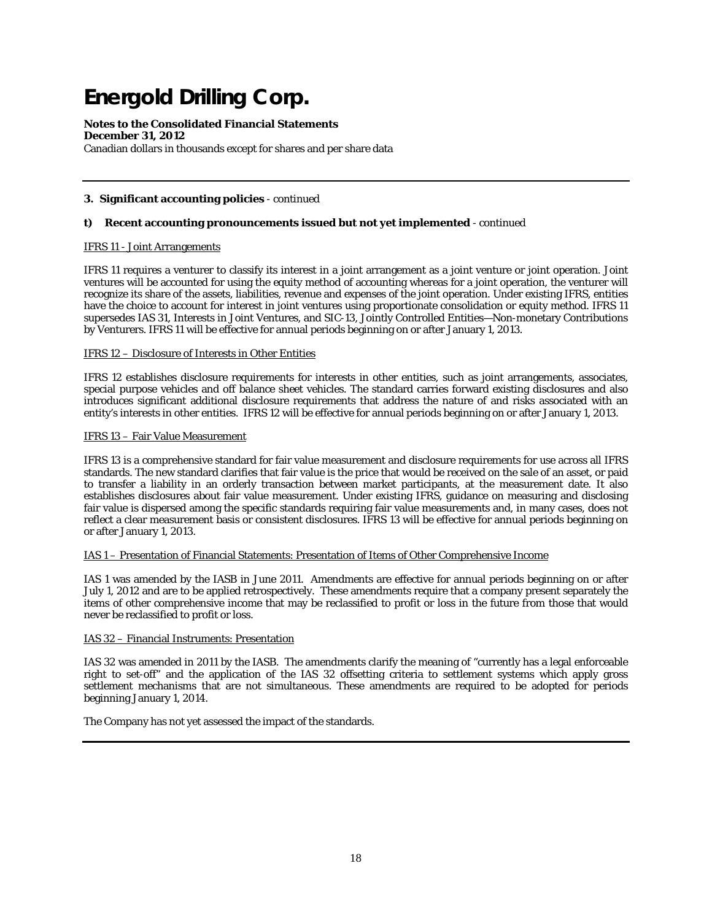**3. Significant accounting policies** - continued

**t) Recent accounting pronouncements issued but not yet implemented** - continued

IFRS 11 - Joint Arrangements

IFRS 11 requires a venturer to classify its interest in a joint arrangement as a joint venture or joint operation. Joint ventures will be accounted for using the equity method of accounting whereas for a joint operation, the venturer will recognize its share of the assets, liabilities, revenue and expenses of the joint operation. Under existing IFRS, entities have the choice to account for interest in joint ventures using proportionate consolidation or equity method. IFRS 11 supersedes IAS 31, Interests in Joint Ventures, and SIC-13, Jointly Controlled Entities—Non-monetary Contributions by Venturers. IFRS 11 will be effective for annual periods beginning on or after January 1, 2013.

IFRS 12 – Disclosure of Interests in Other Entities

IFRS 12 establishes disclosure requirements for interests in other entities, such as joint arrangements, associates, special purpose vehicles and off balance sheet vehicles. The standard carries forward existing disclosures and also introduces significant additional disclosure requirements that address the nature of and risks associated with an entity's interests in other entities. IFRS 12 will be effective for annual periods beginning on or after January 1, 2013.

IFRS 13 – Fair Value Measurement

IFRS 13 is a comprehensive standard for fair value measurement and disclosure requirements for use across all IFRS standards. The new standard clarifies that fair value is the price that would be received on the sale of an asset, or paid to transfer a liability in an orderly transaction between market participants, at the measurement date. It also establishes disclosures about fair value measurement. Under existing IFRS, guidance on measuring and disclosing fair value is dispersed among the specific standards requiring fair value measurements and, in many cases, does not reflect a clear measurement basis or consistent disclosures. IFRS 13 will be effective for annual periods beginning on or after January 1, 2013.

IAS 1 – Presentation of Financial Statements: Presentation of Items of Other Comprehensive Income

IAS 1 was amended by the IASB in June 2011. Amendments are effective for annual periods beginning on or after July 1, 2012 and are to be applied retrospectively. These amendments require that a company present separately the items of other comprehensive income that may be reclassified to profit or loss in the future from those that would never be reclassified to profit or loss.

IAS 32 – Financial Instruments: Presentation

IAS 32 was amended in 2011 by the IASB. The amendments clarify the meaning of "currently has a legal enforceable right to set-off" and the application of the IAS 32 offsetting criteria to settlement systems which apply gross settlement mechanisms that are not simultaneous. These amendments are required to be adopted for periods beginning January 1, 2014.

The Company has not yet assessed the impact of the standards.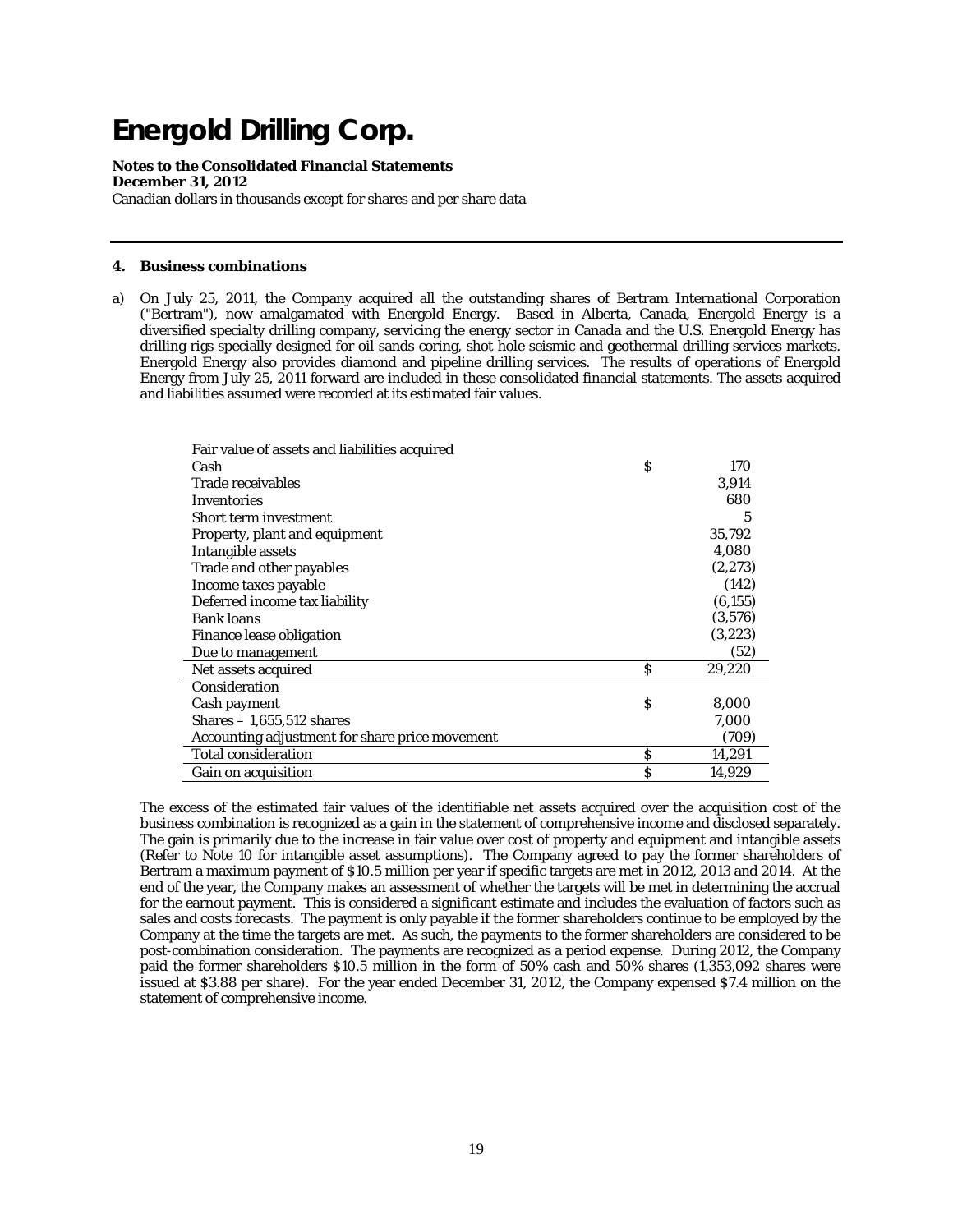# Energold Drilling Corp.

**Notes to the Consolidated Financial Statements**
**December 31, 2012**
Canadian dollars in thousands except for shares and per share data

---

## 4. Business combinations

a) On July 25, 2011, the Company acquired all the outstanding shares of Bertram International Corporation ("Bertram"), now amalgamated with Energold Energy. Based in Alberta, Canada, Energold Energy is a diversified specialty drilling company, servicing the energy sector in Canada and the U.S. Energold Energy has drilling rigs specially designed for oil sands coring, shot hole seismic and geothermal drilling services markets. Energold Energy also provides diamond and pipeline drilling services. The results of operations of Energold Energy from July 25, 2011 forward are included in these consolidated financial statements. The assets acquired and liabilities assumed were recorded at its estimated fair values.

| | | |
|---|---|---|
| Fair value of assets and liabilities acquired | | |
| Cash | $ | 170 |
| Trade receivables | | 3,914 |
| Inventories | | 680 |
| Short term investment | | 5 |
| Property, plant and equipment | | 35,792 |
| Intangible assets | | 4,080 |
| Trade and other payables | | (2,273) |
| Income taxes payable | | (142) |
| Deferred income tax liability | | (6,155) |
| Bank loans | | (3,576) |
| Finance lease obligation | | (3,223) |
| Due to management | | (52) |
| Net assets acquired | $ | 29,220 |
| Consideration | | |
| Cash payment | $ | 8,000 |
| Shares – 1,655,512 shares | | 7,000 |
| Accounting adjustment for share price movement | | (709) |
| Total consideration | $ | 14,291 |
| Gain on acquisition | $ | 14,929 |

The excess of the estimated fair values of the identifiable net assets acquired over the acquisition cost of the business combination is recognized as a gain in the statement of comprehensive income and disclosed separately. The gain is primarily due to the increase in fair value over cost of property and equipment and intangible assets (Refer to Note 10 for intangible asset assumptions). The Company agreed to pay the former shareholders of Bertram a maximum payment of $10.5 million per year if specific targets are met in 2012, 2013 and 2014. At the end of the year, the Company makes an assessment of whether the targets will be met in determining the accrual for the earnout payment. This is considered a significant estimate and includes the evaluation of factors such as sales and costs forecasts. The payment is only payable if the former shareholders continue to be employed by the Company at the time the targets are met. As such, the payments to the former shareholders are considered to be post-combination consideration. The payments are recognized as a period expense. During 2012, the Company paid the former shareholders $10.5 million in the form of 50% cash and 50% shares (1,353,092 shares were issued at $3.88 per share). For the year ended December 31, 2012, the Company expensed $7.4 million on the statement of comprehensive income.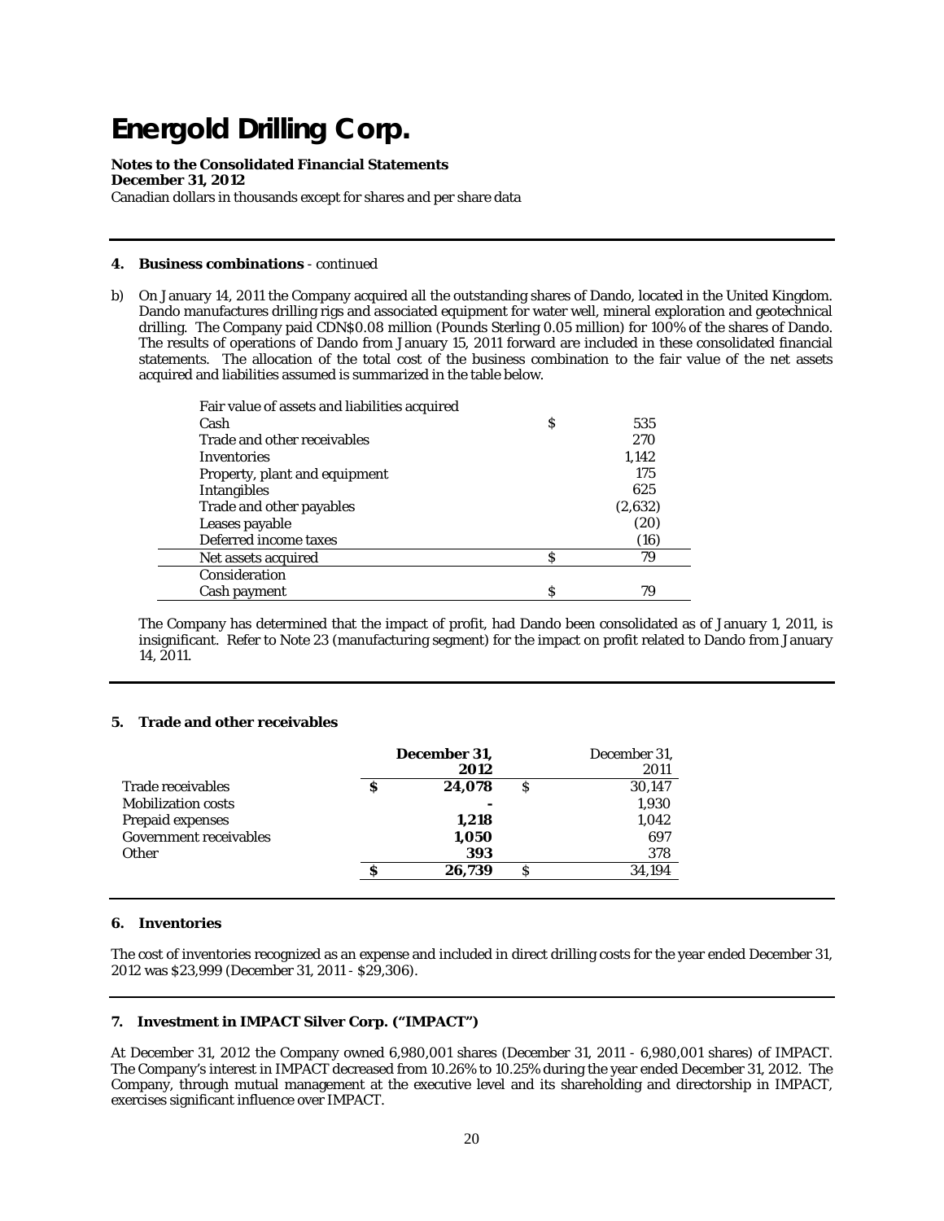# Energold Drilling Corp.

**Notes to the Consolidated Financial Statements**
**December 31, 2012**
Canadian dollars in thousands except for shares and per share data

---

**4. Business combinations** - continued

b) On January 14, 2011 the Company acquired all the outstanding shares of Dando, located in the United Kingdom. Dando manufactures drilling rigs and associated equipment for water well, mineral exploration and geotechnical drilling. The Company paid CDN$0.08 million (Pounds Sterling 0.05 million) for 100% of the shares of Dando. The results of operations of Dando from January 15, 2011 forward are included in these consolidated financial statements. The allocation of the total cost of the business combination to the fair value of the net assets acquired and liabilities assumed is summarized in the table below.

| | | |
|---|---|---|
| Fair value of assets and liabilities acquired | | |
| Cash | $ | 535 |
| Trade and other receivables | | 270 |
| Inventories | | 1,142 |
| Property, plant and equipment | | 175 |
| Intangibles | | 625 |
| Trade and other payables | | (2,632) |
| Leases payable | | (20) |
| Deferred income taxes | | (16) |
| Net assets acquired | $ | 79 |
| Consideration | | |
| Cash payment | $ | 79 |

The Company has determined that the impact of profit, had Dando been consolidated as of January 1, 2011, is insignificant. Refer to Note 23 (manufacturing segment) for the impact on profit related to Dando from January 14, 2011.

---

**5. Trade and other receivables**

| | | **December 31, 2012** | | December 31, 2011 |
|---|---|---|---|---|
| Trade receivables | **$** | **24,078** | $ | 30,147 |
| Mobilization costs | | **-** | | 1,930 |
| Prepaid expenses | | **1,218** | | 1,042 |
| Government receivables | | **1,050** | | 697 |
| Other | | **393** | | 378 |
| | **$** | **26,739** | $ | 34,194 |

---

**6. Inventories**

The cost of inventories recognized as an expense and included in direct drilling costs for the year ended December 31, 2012 was $23,999 (December 31, 2011 - $29,306).

---

**7. Investment in IMPACT Silver Corp. ("IMPACT")**

At December 31, 2012 the Company owned 6,980,001 shares (December 31, 2011 - 6,980,001 shares) of IMPACT. The Company's interest in IMPACT decreased from 10.26% to 10.25% during the year ended December 31, 2012. The Company, through mutual management at the executive level and its shareholding and directorship in IMPACT, exercises significant influence over IMPACT.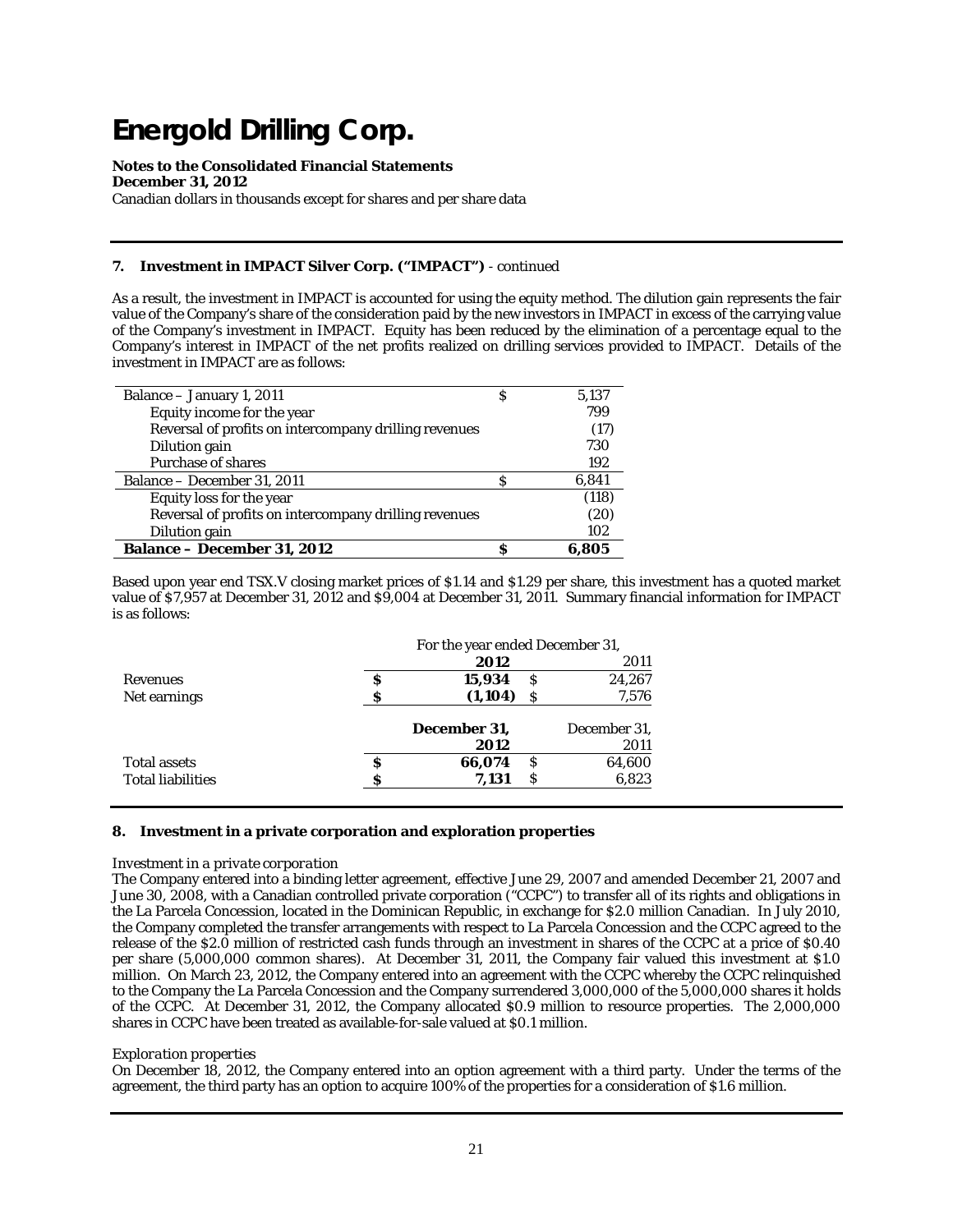# Energold Drilling Corp.

**Notes to the Consolidated Financial Statements**
**December 31, 2012**
Canadian dollars in thousands except for shares and per share data

## 7. Investment in IMPACT Silver Corp. ("IMPACT") - continued

As a result, the investment in IMPACT is accounted for using the equity method. The dilution gain represents the fair value of the Company's share of the consideration paid by the new investors in IMPACT in excess of the carrying value of the Company's investment in IMPACT. Equity has been reduced by the elimination of a percentage equal to the Company's interest in IMPACT of the net profits realized on drilling services provided to IMPACT. Details of the investment in IMPACT are as follows:

| | | |
|---|---|---|
| Balance – January 1, 2011 | $ | 5,137 |
| Equity income for the year | | 799 |
| Reversal of profits on intercompany drilling revenues | | (17) |
| Dilution gain | | 730 |
| Purchase of shares | | 192 |
| Balance – December 31, 2011 | $ | 6,841 |
| Equity loss for the year | | (118) |
| Reversal of profits on intercompany drilling revenues | | (20) |
| Dilution gain | | 102 |
| **Balance – December 31, 2012** | **$** | **6,805** |

Based upon year end TSX.V closing market prices of $1.14 and $1.29 per share, this investment has a quoted market value of $7,957 at December 31, 2012 and $9,004 at December 31, 2011. Summary financial information for IMPACT is as follows:

| | For the year ended December 31, | | | |
|---|---|---|---|---|
| | | **2012** | | 2011 |
| Revenues | **$** | **15,934** | $ | 24,267 |
| Net earnings | **$** | **(1,104)** | $ | 7,576 |
| | | **December 31, 2012** | | December 31, 2011 |
| Total assets | **$** | **66,074** | $ | 64,600 |
| Total liabilities | **$** | **7,131** | $ | 6,823 |

## 8. Investment in a private corporation and exploration properties

*Investment in a private corporation*

The Company entered into a binding letter agreement, effective June 29, 2007 and amended December 21, 2007 and June 30, 2008, with a Canadian controlled private corporation ("CCPC") to transfer all of its rights and obligations in the La Parcela Concession, located in the Dominican Republic, in exchange for $2.0 million Canadian. In July 2010, the Company completed the transfer arrangements with respect to La Parcela Concession and the CCPC agreed to the release of the $2.0 million of restricted cash funds through an investment in shares of the CCPC at a price of $0.40 per share (5,000,000 common shares). At December 31, 2011, the Company fair valued this investment at $1.0 million. On March 23, 2012, the Company entered into an agreement with the CCPC whereby the CCPC relinquished to the Company the La Parcela Concession and the Company surrendered 3,000,000 of the 5,000,000 shares it holds of the CCPC. At December 31, 2012, the Company allocated $0.9 million to resource properties. The 2,000,000 shares in CCPC have been treated as available-for-sale valued at $0.1 million.

*Exploration properties*

On December 18, 2012, the Company entered into an option agreement with a third party. Under the terms of the agreement, the third party has an option to acquire 100% of the properties for a consideration of $1.6 million.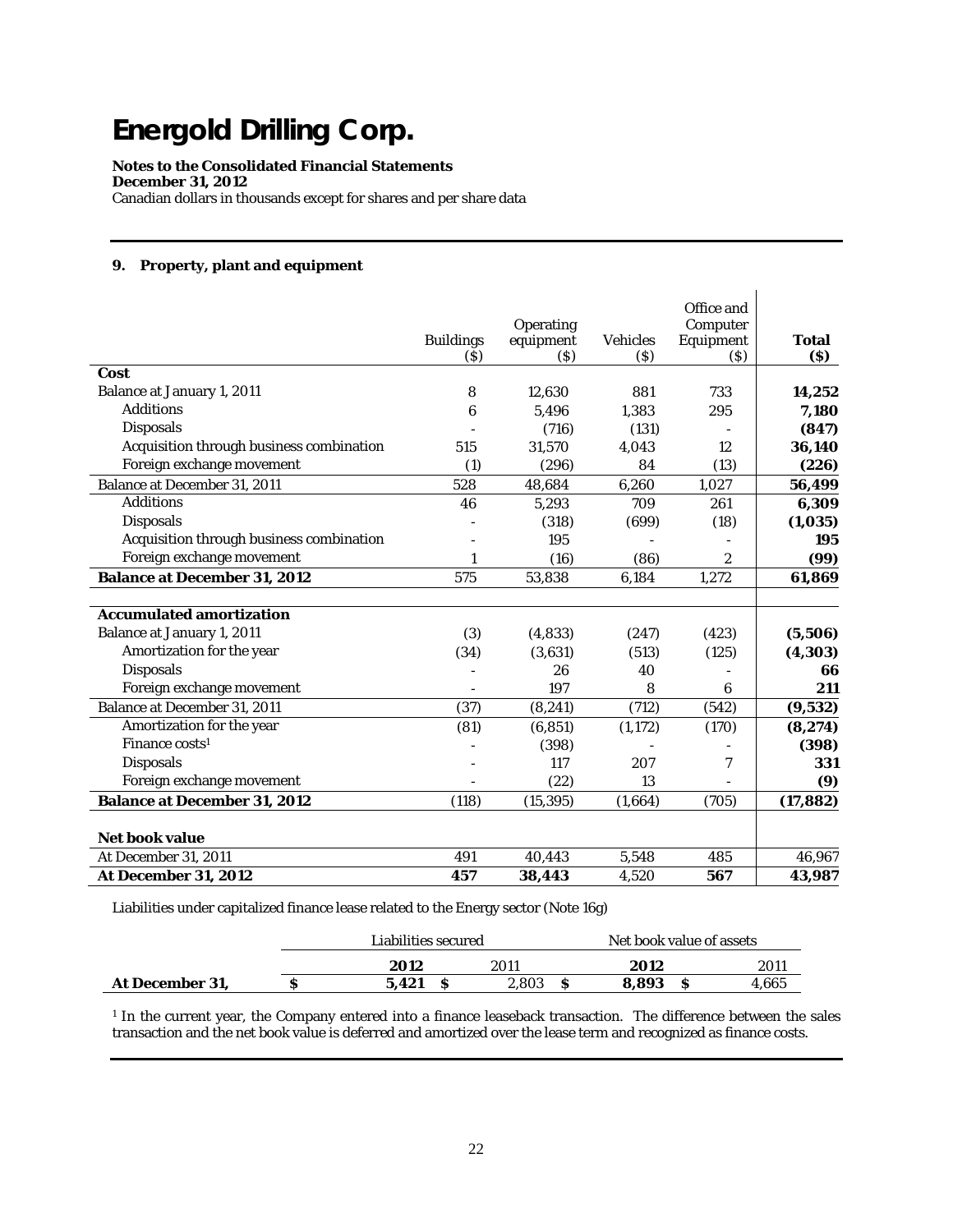# Energold Drilling Corp.

**Notes to the Consolidated Financial Statements**
**December 31, 2012**
Canadian dollars in thousands except for shares and per share data

## 9. Property, plant and equipment

| | Buildings ($) | Operating equipment ($) | Vehicles ($) | Office and Computer Equipment ($) | **Total ($)** |
|---|---|---|---|---|---|
| **Cost** | | | | | |
| Balance at January 1, 2011 | 8 | 12,630 | 881 | 733 | **14,252** |
| Additions | 6 | 5,496 | 1,383 | 295 | **7,180** |
| Disposals | - | (716) | (131) | - | **(847)** |
| Acquisition through business combination | 515 | 31,570 | 4,043 | 12 | **36,140** |
| Foreign exchange movement | (1) | (296) | 84 | (13) | **(226)** |
| Balance at December 31, 2011 | 528 | 48,684 | 6,260 | 1,027 | **56,499** |
| Additions | 46 | 5,293 | 709 | 261 | **6,309** |
| Disposals | - | (318) | (699) | (18) | **(1,035)** |
| Acquisition through business combination | - | 195 | - | - | **195** |
| Foreign exchange movement | 1 | (16) | (86) | 2 | **(99)** |
| **Balance at December 31, 2012** | 575 | 53,838 | 6,184 | 1,272 | **61,869** |
| | | | | | |
| **Accumulated amortization** | | | | | |
| Balance at January 1, 2011 | (3) | (4,833) | (247) | (423) | **(5,506)** |
| Amortization for the year | (34) | (3,631) | (513) | (125) | **(4,303)** |
| Disposals | - | 26 | 40 | - | **66** |
| Foreign exchange movement | - | 197 | 8 | 6 | **211** |
| Balance at December 31, 2011 | (37) | (8,241) | (712) | (542) | **(9,532)** |
| Amortization for the year | (81) | (6,851) | (1,172) | (170) | **(8,274)** |
| Finance costs[1] | - | (398) | - | - | **(398)** |
| Disposals | - | 117 | 207 | 7 | **331** |
| Foreign exchange movement | - | (22) | 13 | - | **(9)** |
| **Balance at December 31, 2012** | (118) | (15,395) | (1,664) | (705) | **(17,882)** |
| | | | | | |
| **Net book value** | | | | | |
| At December 31, 2011 | 491 | 40,443 | 5,548 | 485 | 46,967 |
| **At December 31, 2012** | **457** | **38,443** | 4,520 | **567** | **43,987** |

Liabilities under capitalized finance lease related to the Energy sector (Note 16g)

| | Liabilities secured | | Net book value of assets | |
|---|---|---|---|---|
| | **2012** | 2011 | **2012** | 2011 |
| **At December 31,** | **$ 5,421** | $ 2,803 | **$ 8,893** | $ 4,665 |

[1] In the current year, the Company entered into a finance leaseback transaction. The difference between the sales transaction and the net book value is deferred and amortized over the lease term and recognized as finance costs.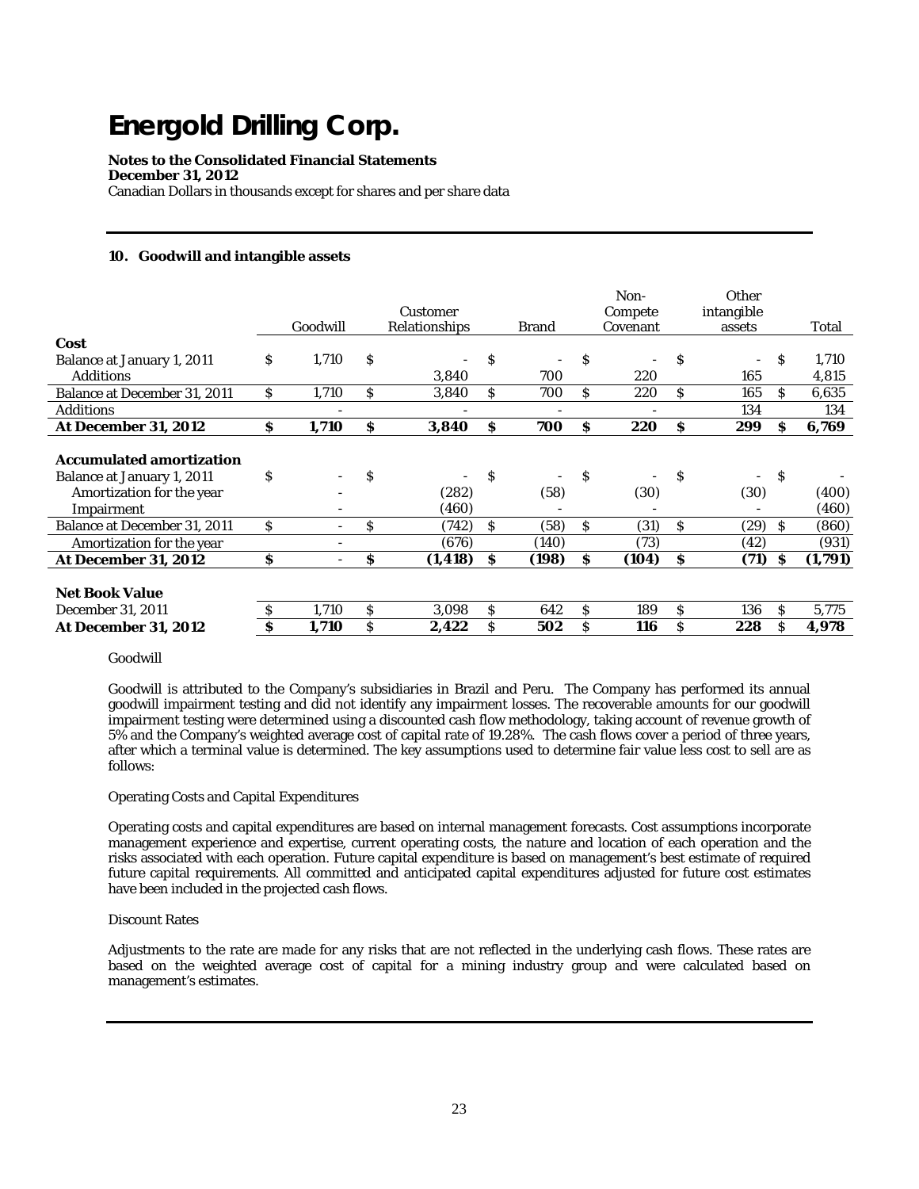# Energold Drilling Corp.

**Notes to the Consolidated Financial Statements**
**December 31, 2012**
Canadian Dollars in thousands except for shares and per share data

### 10. Goodwill and intangible assets

| | Goodwill | Customer Relationships | Brand | Non-Compete Covenant | Other intangible assets | Total |
|---|---|---|---|---|---|---|
| **Cost** | | | | | | |
| Balance at January 1, 2011 | $ 1,710 | $ - | $ - | $ - | $ - | $ 1,710 |
| Additions | | 3,840 | 700 | 220 | 165 | 4,815 |
| Balance at December 31, 2011 | $ 1,710 | $ 3,840 | $ 700 | $ 220 | $ 165 | $ 6,635 |
| Additions | - | - | - | - | 134 | 134 |
| **At December 31, 2012** | **$ 1,710** | **$ 3,840** | **$ 700** | **$ 220** | **$ 299** | **$ 6,769** |
| | | | | | | |
| **Accumulated amortization** | | | | | | |
| Balance at January 1, 2011 | $ - | $ - | $ - | $ - | $ - | $ - |
| Amortization for the year | - | (282) | (58) | (30) | (30) | (400) |
| Impairment | - | (460) | - | - | - | (460) |
| Balance at December 31, 2011 | $ - | $ (742) | $ (58) | $ (31) | $ (29) | $ (860) |
| Amortization for the year | - | (676) | (140) | (73) | (42) | (931) |
| **At December 31, 2012** | **$ -** | **$ (1,418)** | **$ (198)** | **$ (104)** | **$ (71)** | **$ (1,791)** |
| | | | | | | |
| **Net Book Value** | | | | | | |
| December 31, 2011 | $ 1,710 | $ 3,098 | $ 642 | $ 189 | $ 136 | $ 5,775 |
| **At December 31, 2012** | **$ 1,710** | **$ 2,422** | **$ 502** | **$ 116** | **$ 228** | **$ 4,978** |

Goodwill

Goodwill is attributed to the Company's subsidiaries in Brazil and Peru. The Company has performed its annual goodwill impairment testing and did not identify any impairment losses. The recoverable amounts for our goodwill impairment testing were determined using a discounted cash flow methodology, taking account of revenue growth of 5% and the Company's weighted average cost of capital rate of 19.28%. The cash flows cover a period of three years, after which a terminal value is determined. The key assumptions used to determine fair value less cost to sell are as follows:

Operating Costs and Capital Expenditures

Operating costs and capital expenditures are based on internal management forecasts. Cost assumptions incorporate management experience and expertise, current operating costs, the nature and location of each operation and the risks associated with each operation. Future capital expenditure is based on management's best estimate of required future capital requirements. All committed and anticipated capital expenditures adjusted for future cost estimates have been included in the projected cash flows.

Discount Rates

Adjustments to the rate are made for any risks that are not reflected in the underlying cash flows. These rates are based on the weighted average cost of capital for a mining industry group and were calculated based on management's estimates.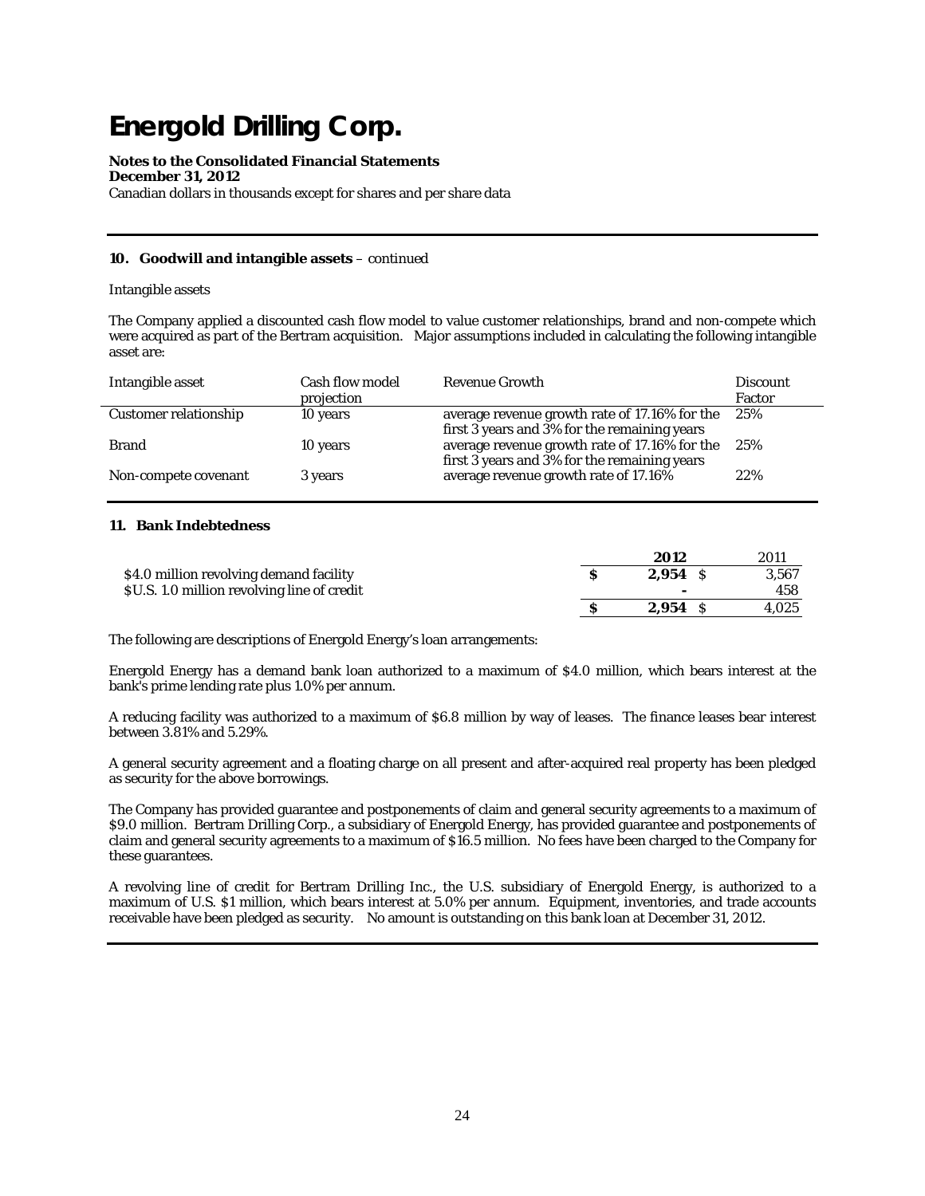# Energold Drilling Corp.

**Notes to the Consolidated Financial Statements**
**December 31, 2012**
Canadian dollars in thousands except for shares and per share data

## 10. Goodwill and intangible assets – *continued*

Intangible assets

The Company applied a discounted cash flow model to value customer relationships, brand and non-compete which were acquired as part of the Bertram acquisition. Major assumptions included in calculating the following intangible asset are:

| Intangible asset | Cash flow model projection | Revenue Growth | Discount Factor |
|---|---|---|---|
| Customer relationship | 10 years | average revenue growth rate of 17.16% for the first 3 years and 3% for the remaining years | 25% |
| Brand | 10 years | average revenue growth rate of 17.16% for the first 3 years and 3% for the remaining years | 25% |
| Non-compete covenant | 3 years | average revenue growth rate of 17.16% | 22% |

## 11. Bank Indebtedness

| | **2012** | 2011 |
|---|---|---|
| $4.0 million revolving demand facility | **$ 2,954** | $ 3,567 |
| $U.S. 1.0 million revolving line of credit | **-** | 458 |
| | **$ 2,954** | $ 4,025 |

The following are descriptions of Energold Energy's loan arrangements:

Energold Energy has a demand bank loan authorized to a maximum of $4.0 million, which bears interest at the bank's prime lending rate plus 1.0% per annum.

A reducing facility was authorized to a maximum of $6.8 million by way of leases. The finance leases bear interest between 3.81% and 5.29%.

A general security agreement and a floating charge on all present and after-acquired real property has been pledged as security for the above borrowings.

The Company has provided guarantee and postponements of claim and general security agreements to a maximum of $9.0 million. Bertram Drilling Corp., a subsidiary of Energold Energy, has provided guarantee and postponements of claim and general security agreements to a maximum of $16.5 million. No fees have been charged to the Company for these guarantees.

A revolving line of credit for Bertram Drilling Inc., the U.S. subsidiary of Energold Energy, is authorized to a maximum of U.S. $1 million, which bears interest at 5.0% per annum. Equipment, inventories, and trade accounts receivable have been pledged as security. No amount is outstanding on this bank loan at December 31, 2012.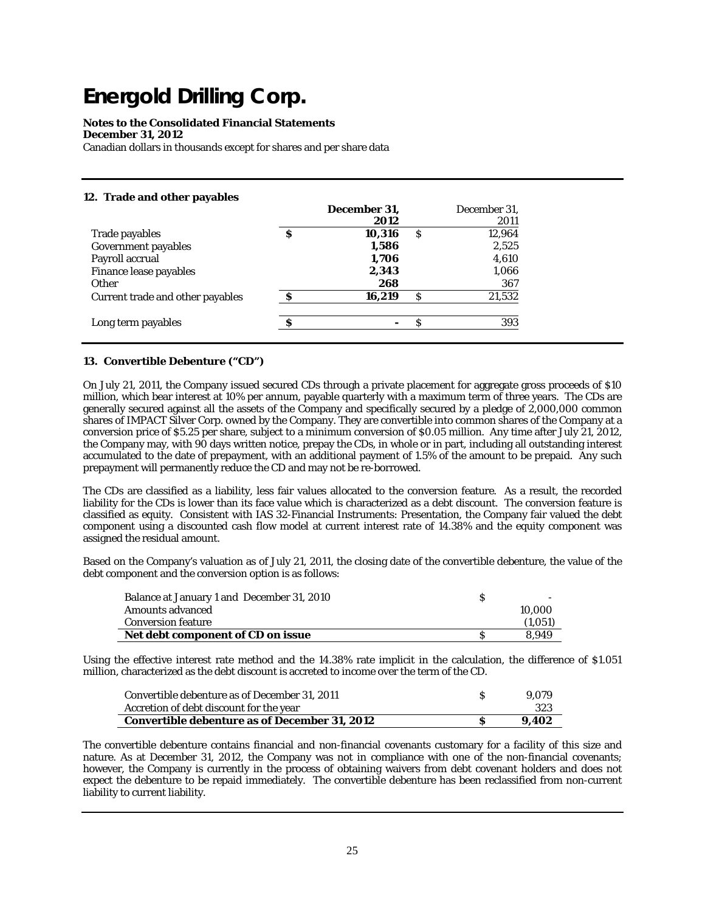# Energold Drilling Corp.

**Notes to the Consolidated Financial Statements**
**December 31, 2012**
Canadian dollars in thousands except for shares and per share data

### 12. Trade and other payables

| | December 31, 2012 | December 31, 2011 |
|---|---|---|
| Trade payables | **$ 10,316** | $ 12,964 |
| Government payables | **1,586** | 2,525 |
| Payroll accrual | **1,706** | 4,610 |
| Finance lease payables | **2,343** | 1,066 |
| Other | **268** | 367 |
| Current trade and other payables | **$ 16,219** | $ 21,532 |
| Long term payables | **$ -** | $ 393 |

### 13. Convertible Debenture ("CD")

On July 21, 2011, the Company issued secured CDs through a private placement for aggregate gross proceeds of $10 million, which bear interest at 10% per annum, payable quarterly with a maximum term of three years. The CDs are generally secured against all the assets of the Company and specifically secured by a pledge of 2,000,000 common shares of IMPACT Silver Corp. owned by the Company. They are convertible into common shares of the Company at a conversion price of $5.25 per share, subject to a minimum conversion of $0.05 million. Any time after July 21, 2012, the Company may, with 90 days written notice, prepay the CDs, in whole or in part, including all outstanding interest accumulated to the date of prepayment, with an additional payment of 1.5% of the amount to be prepaid. Any such prepayment will permanently reduce the CD and may not be re-borrowed.

The CDs are classified as a liability, less fair values allocated to the conversion feature. As a result, the recorded liability for the CDs is lower than its face value which is characterized as a debt discount. The conversion feature is classified as equity. Consistent with IAS 32-Financial Instruments: Presentation, the Company fair valued the debt component using a discounted cash flow model at current interest rate of 14.38% and the equity component was assigned the residual amount.

Based on the Company's valuation as of July 21, 2011, the closing date of the convertible debenture, the value of the debt component and the conversion option is as follows:

| | |
|---|---|
| Balance at January 1 and December 31, 2010 | $ - |
| Amounts advanced | 10,000 |
| Conversion feature | (1,051) |
| **Net debt component of CD on issue** | **$ 8,949** |

Using the effective interest rate method and the 14.38% rate implicit in the calculation, the difference of $1.051 million, characterized as the debt discount is accreted to income over the term of the CD.

| | |
|---|---|
| Convertible debenture as of December 31, 2011 | $ 9,079 |
| Accretion of debt discount for the year | 323 |
| **Convertible debenture as of December 31, 2012** | **$ 9,402** |

The convertible debenture contains financial and non-financial covenants customary for a facility of this size and nature. As at December 31, 2012, the Company was not in compliance with one of the non-financial covenants; however, the Company is currently in the process of obtaining waivers from debt covenant holders and does not expect the debenture to be repaid immediately. The convertible debenture has been reclassified from non-current liability to current liability.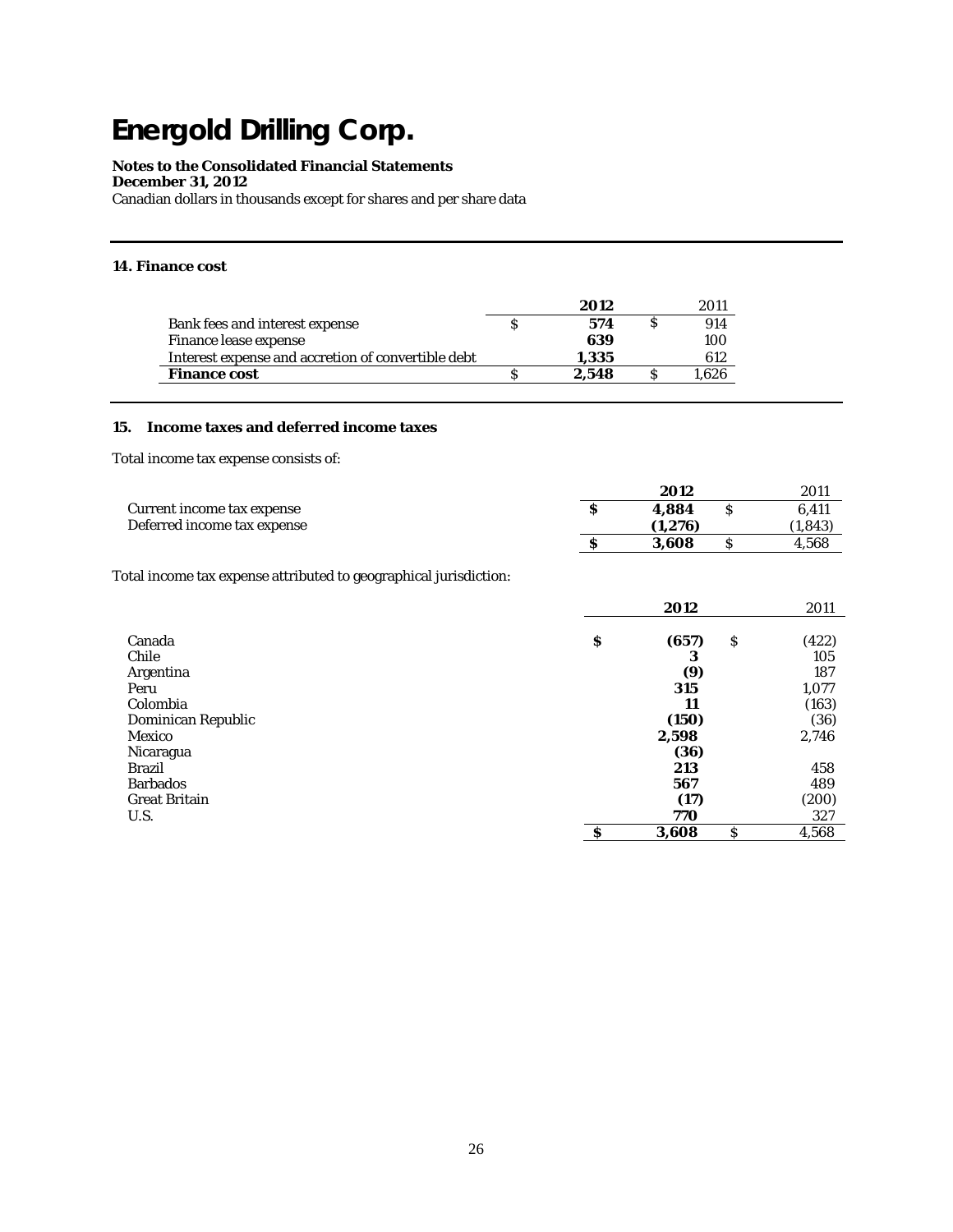# Energold Drilling Corp.

**Notes to the Consolidated Financial Statements**
**December 31, 2012**
Canadian dollars in thousands except for shares and per share data

## 14. Finance cost

| | **2012** | 2011 |
|---|---|---|
| Bank fees and interest expense | $ **574** | $ 914 |
| Finance lease expense | **639** | 100 |
| Interest expense and accretion of convertible debt | **1,335** | 612 |
| **Finance cost** | $ **2,548** | $ 1,626 |

## 15. Income taxes and deferred income taxes

Total income tax expense consists of:

| | **2012** | 2011 |
|---|---|---|
| Current income tax expense | **$ 4,884** | $ 6,411 |
| Deferred income tax expense | **(1,276)** | (1,843) |
| | **$ 3,608** | $ 4,568 |

Total income tax expense attributed to geographical jurisdiction:

| | **2012** | 2011 |
|---|---|---|
| Canada | **$ (657)** | $ (422) |
| Chile | **3** | 105 |
| Argentina | **(9)** | 187 |
| Peru | **315** | 1,077 |
| Colombia | **11** | (163) |
| Dominican Republic | **(150)** | (36) |
| Mexico | **2,598** | 2,746 |
| Nicaragua | **(36)** | |
| Brazil | **213** | 458 |
| Barbados | **567** | 489 |
| Great Britain | **(17)** | (200) |
| U.S. | **770** | 327 |
| | **$ 3,608** | $ 4,568 |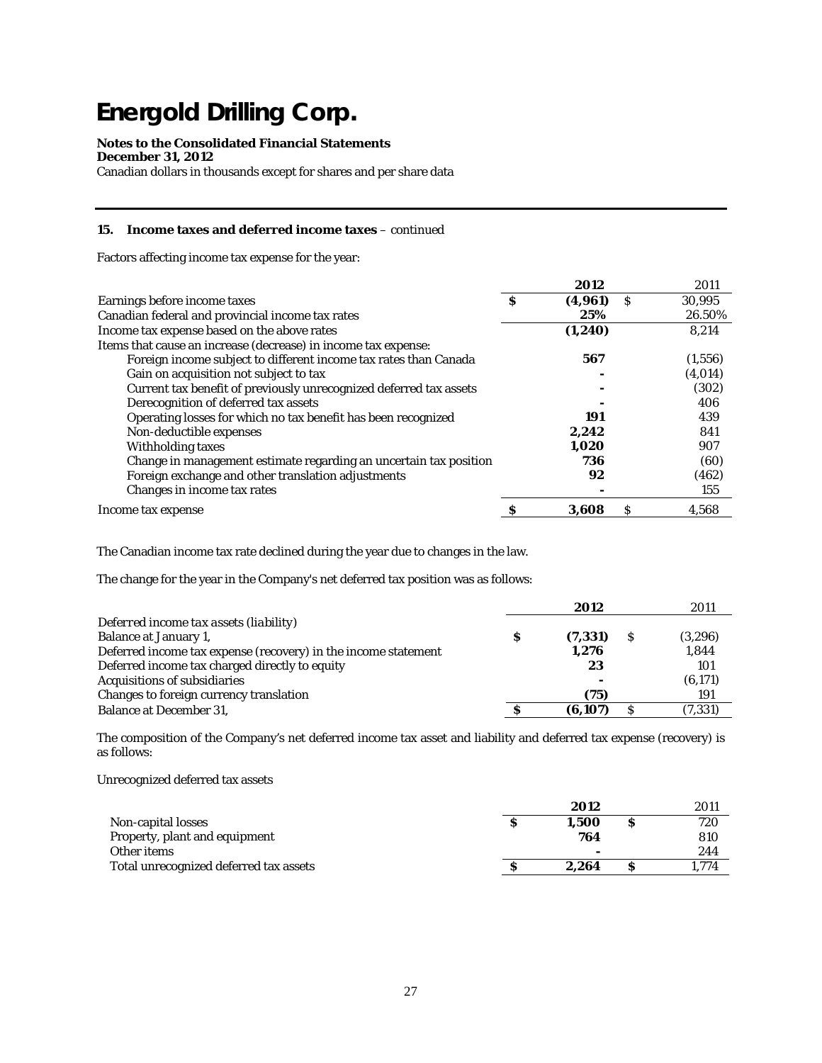# Energold Drilling Corp.

**Notes to the Consolidated Financial Statements**
**December 31, 2012**
Canadian dollars in thousands except for shares and per share data

### 15. Income taxes and deferred income taxes – continued

Factors affecting income tax expense for the year:

| | **2012** | 2011 |
|---|---|---|
| Earnings before income taxes | $ **(4,961)** | $ 30,995 |
| Canadian federal and provincial income tax rates | **25%** | 26.50% |
| Income tax expense based on the above rates | **(1,240)** | 8,214 |
| Items that cause an increase (decrease) in income tax expense: | | |
| Foreign income subject to different income tax rates than Canada | **567** | (1,556) |
| Gain on acquisition not subject to tax | **-** | (4,014) |
| Current tax benefit of previously unrecognized deferred tax assets | **-** | (302) |
| Derecognition of deferred tax assets | **-** | 406 |
| Operating losses for which no tax benefit has been recognized | **191** | 439 |
| Non-deductible expenses | **2,242** | 841 |
| Withholding taxes | **1,020** | 907 |
| Change in management estimate regarding an uncertain tax position | **736** | (60) |
| Foreign exchange and other translation adjustments | **92** | (462) |
| Changes in income tax rates | **-** | 155 |
| Income tax expense | $ **3,608** | $ 4,568 |

The Canadian income tax rate declined during the year due to changes in the law.

The change for the year in the Company's net deferred tax position was as follows:

| | **2012** | 2011 |
|---|---|---|
| *Deferred income tax assets (liability)* | | |
| Balance at January 1, | $ **(7,331)** | $ (3,296) |
| Deferred income tax expense (recovery) in the income statement | **1,276** | 1,844 |
| Deferred income tax charged directly to equity | **23** | 101 |
| Acquisitions of subsidiaries | **-** | (6,171) |
| Changes to foreign currency translation | **(75)** | 191 |
| Balance at December 31, | $ **(6,107)** | $ (7,331) |

The composition of the Company's net deferred income tax asset and liability and deferred tax expense (recovery) is as follows:

Unrecognized deferred tax assets

| | **2012** | 2011 |
|---|---|---|
| Non-capital losses | $ **1,500** | $ 720 |
| Property, plant and equipment | **764** | 810 |
| Other items | **-** | 244 |
| Total unrecognized deferred tax assets | $ **2,264** | $ 1,774 |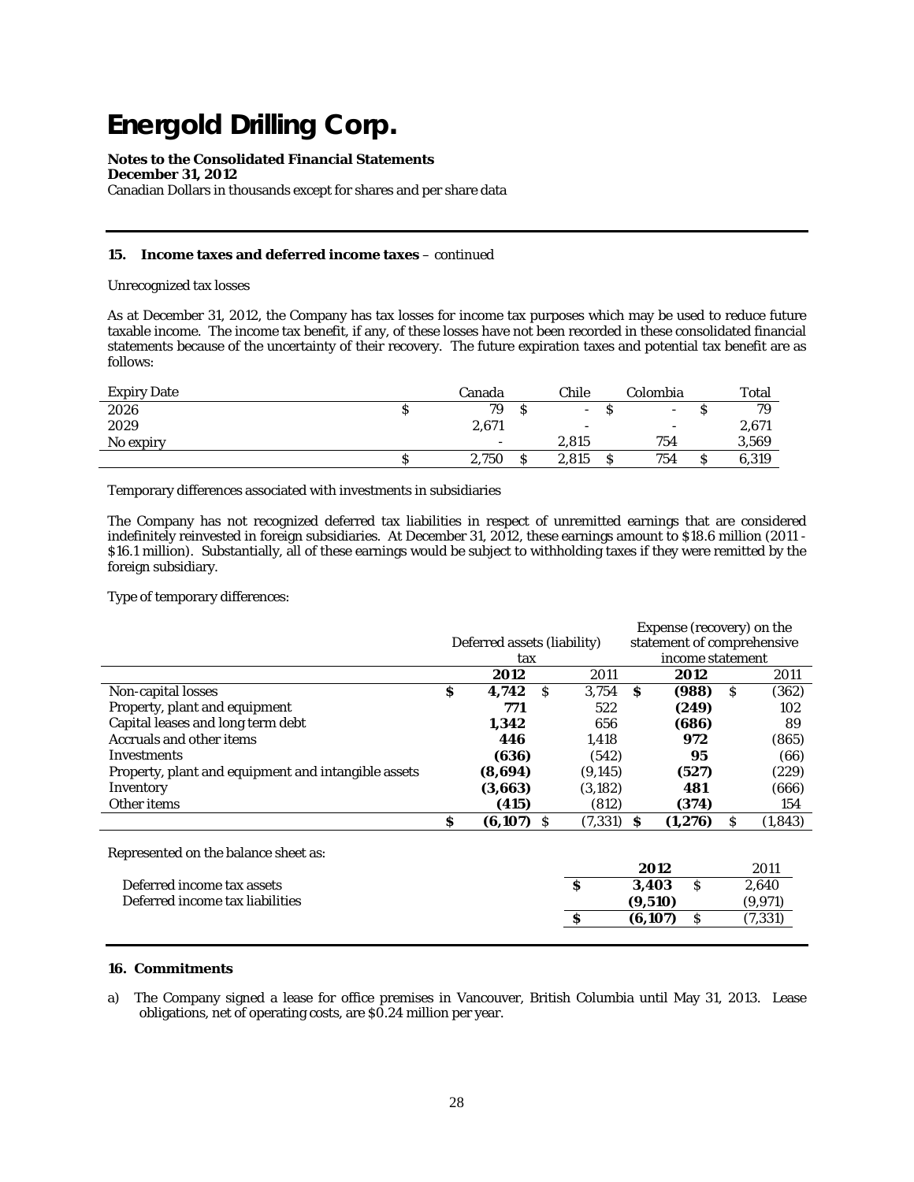# Energold Drilling Corp.

**Notes to the Consolidated Financial Statements**
**December 31, 2012**
Canadian Dollars in thousands except for shares and per share data

**15. Income taxes and deferred income taxes** – continued

Unrecognized tax losses

As at December 31, 2012, the Company has tax losses for income tax purposes which may be used to reduce future taxable income. The income tax benefit, if any, of these losses have not been recorded in these consolidated financial statements because of the uncertainty of their recovery. The future expiration taxes and potential tax benefit are as follows:

| Expiry Date | Canada | Chile | Colombia | Total |
|---|---|---|---|---|
| 2026 | $ 79 | $ - | $ - | $ 79 |
| 2029 | 2,671 | - | - | 2,671 |
| No expiry | - | 2,815 | 754 | 3,569 |
| | $ 2,750 | $ 2,815 | $ 754 | $ 6,319 |

Temporary differences associated with investments in subsidiaries

The Company has not recognized deferred tax liabilities in respect of unremitted earnings that are considered indefinitely reinvested in foreign subsidiaries. At December 31, 2012, these earnings amount to $18.6 million (2011 - $16.1 million). Substantially, all of these earnings would be subject to withholding taxes if they were remitted by the foreign subsidiary.

Type of temporary differences:

| | Deferred assets (liability) tax | | Expense (recovery) on the statement of comprehensive income statement | |
|---|---|---|---|---|
| | **2012** | 2011 | **2012** | 2011 |
| Non-capital losses | **$ 4,742** | $ 3,754 | **$ (988)** | $ (362) |
| Property, plant and equipment | **771** | 522 | **(249)** | 102 |
| Capital leases and long term debt | **1,342** | 656 | **(686)** | 89 |
| Accruals and other items | **446** | 1,418 | **972** | (865) |
| Investments | **(636)** | (542) | **95** | (66) |
| Property, plant and equipment and intangible assets | **(8,694)** | (9,145) | **(527)** | (229) |
| Inventory | **(3,663)** | (3,182) | **481** | (666) |
| Other items | **(415)** | (812) | **(374)** | 154 |
| | **$ (6,107)** | $ (7,331) | **$ (1,276)** | $ (1,843) |

Represented on the balance sheet as:

| | **2012** | 2011 |
|---|---|---|
| Deferred income tax assets | **$ 3,403** | $ 2,640 |
| Deferred income tax liabilities | **(9,510)** | (9,971) |
| | **$ (6,107)** | $ (7,331) |

**16. Commitments**

a) The Company signed a lease for office premises in Vancouver, British Columbia until May 31, 2013. Lease obligations, net of operating costs, are $0.24 million per year.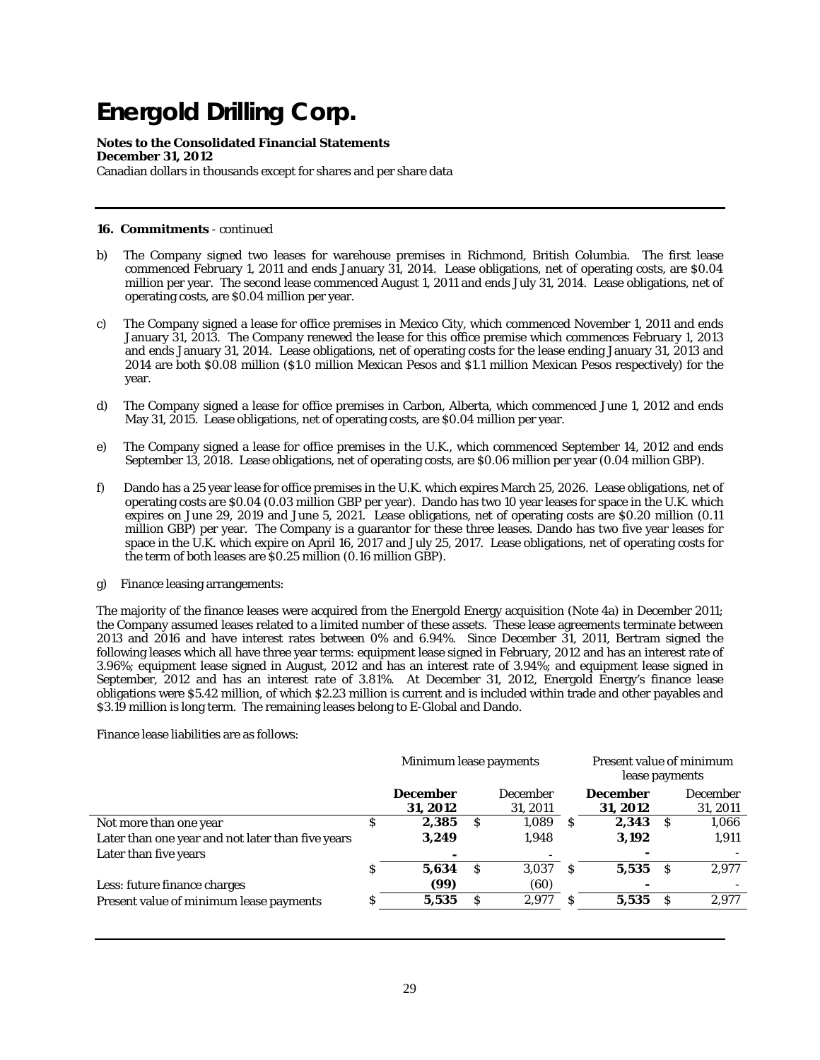# Energold Drilling Corp.

**Notes to the Consolidated Financial Statements**
**December 31, 2012**
Canadian dollars in thousands except for shares and per share data

**16. Commitments** - continued

b) The Company signed two leases for warehouse premises in Richmond, British Columbia. The first lease commenced February 1, 2011 and ends January 31, 2014. Lease obligations, net of operating costs, are $0.04 million per year. The second lease commenced August 1, 2011 and ends July 31, 2014. Lease obligations, net of operating costs, are $0.04 million per year.

c) The Company signed a lease for office premises in Mexico City, which commenced November 1, 2011 and ends January 31, 2013. The Company renewed the lease for this office premise which commences February 1, 2013 and ends January 31, 2014. Lease obligations, net of operating costs for the lease ending January 31, 2013 and 2014 are both $0.08 million ($1.0 million Mexican Pesos and $1.1 million Mexican Pesos respectively) for the year.

d) The Company signed a lease for office premises in Carbon, Alberta, which commenced June 1, 2012 and ends May 31, 2015. Lease obligations, net of operating costs, are $0.04 million per year.

e) The Company signed a lease for office premises in the U.K., which commenced September 14, 2012 and ends September 13, 2018. Lease obligations, net of operating costs, are $0.06 million per year (0.04 million GBP).

f) Dando has a 25 year lease for office premises in the U.K. which expires March 25, 2026. Lease obligations, net of operating costs are $0.04 (0.03 million GBP per year). Dando has two 10 year leases for space in the U.K. which expires on June 29, 2019 and June 5, 2021. Lease obligations, net of operating costs are $0.20 million (0.11 million GBP) per year. The Company is a guarantor for these three leases. Dando has two five year leases for space in the U.K. which expire on April 16, 2017 and July 25, 2017. Lease obligations, net of operating costs for the term of both leases are $0.25 million (0.16 million GBP).

g) Finance leasing arrangements:

The majority of the finance leases were acquired from the Energold Energy acquisition (Note 4a) in December 2011; the Company assumed leases related to a limited number of these assets. These lease agreements terminate between 2013 and 2016 and have interest rates between 0% and 6.94%. Since December 31, 2011, Bertram signed the following leases which all have three year terms: equipment lease signed in February, 2012 and has an interest rate of 3.96%; equipment lease signed in August, 2012 and has an interest rate of 3.94%; and equipment lease signed in September, 2012 and has an interest rate of 3.81%. At December 31, 2012, Energold Energy's finance lease obligations were $5.42 million, of which $2.23 million is current and is included within trade and other payables and $3.19 million is long term. The remaining leases belong to E-Global and Dando.

Finance lease liabilities are as follows:

| | Minimum lease payments | | Present value of minimum lease payments | |
|---|---|---|---|---|
| | **December 31, 2012** | December 31, 2011 | **December 31, 2012** | December 31, 2011 |
| Not more than one year | $ **2,385** | $ 1,089 | $ **2,343** | $ 1,066 |
| Later than one year and not later than five years | **3,249** | 1,948 | **3,192** | 1,911 |
| Later than five years | **-** | - | **-** | - |
| | $ **5,634** | $ 3,037 | $ **5,535** | $ 2,977 |
| Less: future finance charges | **(99)** | (60) | **-** | - |
| Present value of minimum lease payments | $ **5,535** | $ 2,977 | $ **5,535** | $ 2,977 |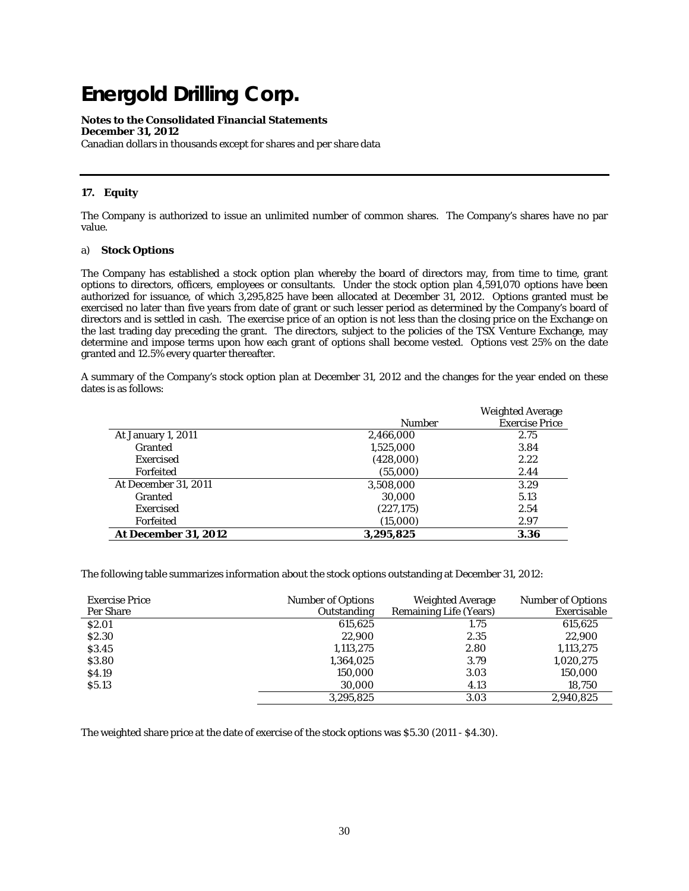# Energold Drilling Corp.

**Notes to the Consolidated Financial Statements**
**December 31, 2012**
Canadian dollars in thousands except for shares and per share data

---

### 17. Equity

The Company is authorized to issue an unlimited number of common shares. The Company's shares have no par value.

a) **Stock Options**

The Company has established a stock option plan whereby the board of directors may, from time to time, grant options to directors, officers, employees or consultants. Under the stock option plan 4,591,070 options have been authorized for issuance, of which 3,295,825 have been allocated at December 31, 2012. Options granted must be exercised no later than five years from date of grant or such lesser period as determined by the Company's board of directors and is settled in cash. The exercise price of an option is not less than the closing price on the Exchange on the last trading day preceding the grant. The directors, subject to the policies of the TSX Venture Exchange, may determine and impose terms upon how each grant of options shall become vested. Options vest 25% on the date granted and 12.5% every quarter thereafter.

A summary of the Company's stock option plan at December 31, 2012 and the changes for the year ended on these dates is as follows:

| | Number | Weighted Average Exercise Price |
|---|---|---|
| At January 1, 2011 | 2,466,000 | 2.75 |
| Granted | 1,525,000 | 3.84 |
| Exercised | (428,000) | 2.22 |
| Forfeited | (55,000) | 2.44 |
| At December 31, 2011 | 3,508,000 | 3.29 |
| Granted | 30,000 | 5.13 |
| Exercised | (227,175) | 2.54 |
| Forfeited | (15,000) | 2.97 |
| **At December 31, 2012** | **3,295,825** | **3.36** |

The following table summarizes information about the stock options outstanding at December 31, 2012:

| Exercise Price Per Share | Number of Options Outstanding | Weighted Average Remaining Life (Years) | Number of Options Exercisable |
|---|---|---|---|
| $2.01 | 615,625 | 1.75 | 615,625 |
| $2.30 | 22,900 | 2.35 | 22,900 |
| $3.45 | 1,113,275 | 2.80 | 1,113,275 |
| $3.80 | 1,364,025 | 3.79 | 1,020,275 |
| $4.19 | 150,000 | 3.03 | 150,000 |
| $5.13 | 30,000 | 4.13 | 18,750 |
| | 3,295,825 | 3.03 | 2,940,825 |

The weighted share price at the date of exercise of the stock options was $5.30 (2011 - $4.30).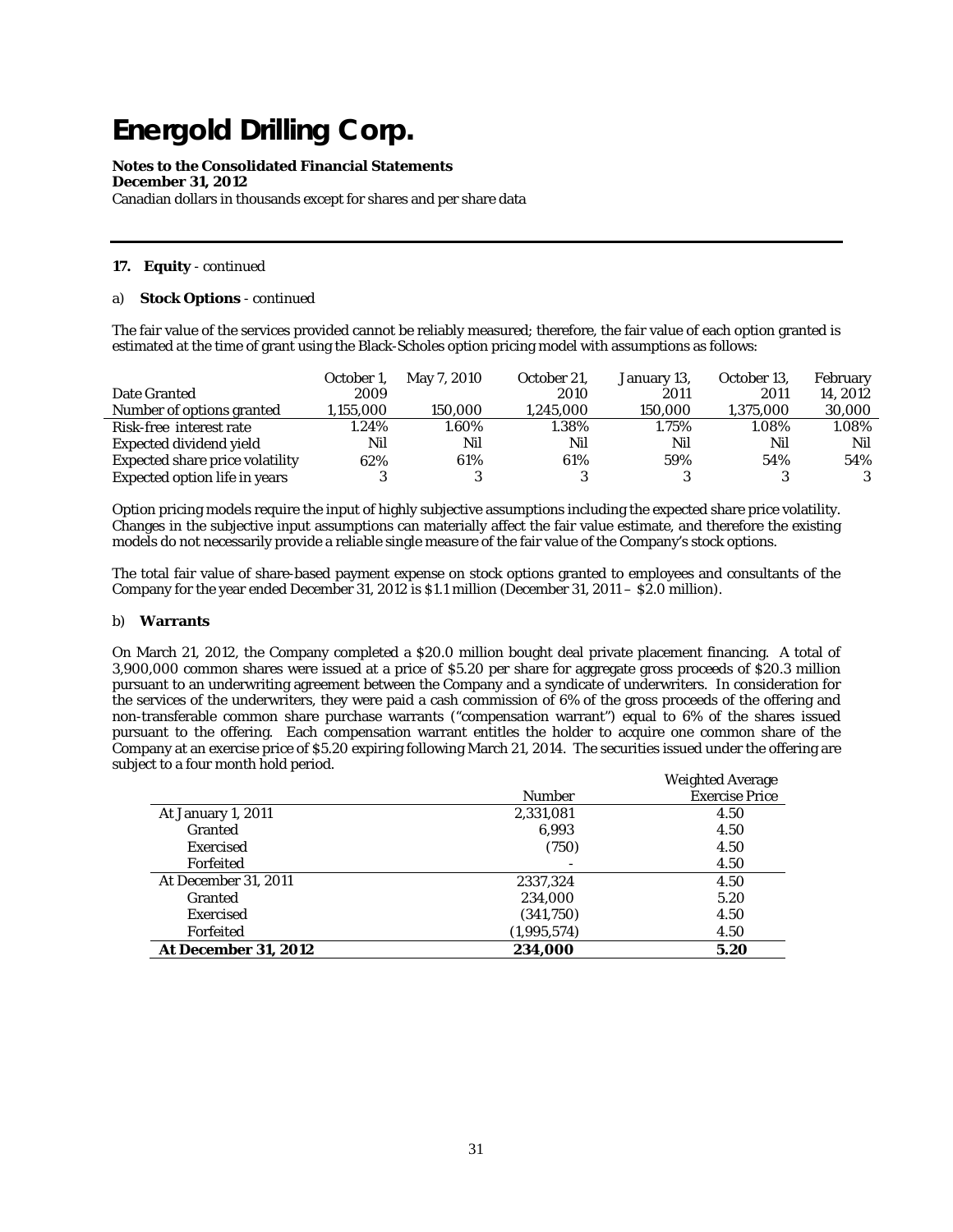# Energold Drilling Corp.

**Notes to the Consolidated Financial Statements**
**December 31, 2012**
Canadian dollars in thousands except for shares and per share data

**17. Equity** - continued

a) **Stock Options** - continued

The fair value of the services provided cannot be reliably measured; therefore, the fair value of each option granted is estimated at the time of grant using the Black-Scholes option pricing model with assumptions as follows:

| Date Granted | October 1, 2009 | May 7, 2010 | October 21, 2010 | January 13, 2011 | October 13, 2011 | February 14, 2012 |
|---|---|---|---|---|---|---|
| Number of options granted | 1,155,000 | 150,000 | 1,245,000 | 150,000 | 1,375,000 | 30,000 |
| Risk-free interest rate | 1.24% | 1.60% | 1.38% | 1.75% | 1.08% | 1.08% |
| Expected dividend yield | Nil | Nil | Nil | Nil | Nil | Nil |
| Expected share price volatility | 62% | 61% | 61% | 59% | 54% | 54% |
| Expected option life in years | 3 | 3 | 3 | 3 | 3 | 3 |

Option pricing models require the input of highly subjective assumptions including the expected share price volatility. Changes in the subjective input assumptions can materially affect the fair value estimate, and therefore the existing models do not necessarily provide a reliable single measure of the fair value of the Company's stock options.

The total fair value of share-based payment expense on stock options granted to employees and consultants of the Company for the year ended December 31, 2012 is $1.1 million (December 31, 2011 – $2.0 million).

b) **Warrants**

On March 21, 2012, the Company completed a $20.0 million bought deal private placement financing. A total of 3,900,000 common shares were issued at a price of $5.20 per share for aggregate gross proceeds of $20.3 million pursuant to an underwriting agreement between the Company and a syndicate of underwriters. In consideration for the services of the underwriters, they were paid a cash commission of 6% of the gross proceeds of the offering and non-transferable common share purchase warrants ("compensation warrant") equal to 6% of the shares issued pursuant to the offering. Each compensation warrant entitles the holder to acquire one common share of the Company at an exercise price of $5.20 expiring following March 21, 2014. The securities issued under the offering are subject to a four month hold period.

| | Number | Weighted Average Exercise Price |
|---|---|---|
| At January 1, 2011 | 2,331,081 | 4.50 |
| Granted | 6,993 | 4.50 |
| Exercised | (750) | 4.50 |
| Forfeited | - | 4.50 |
| At December 31, 2011 | 2337,324 | 4.50 |
| Granted | 234,000 | 5.20 |
| Exercised | (341,750) | 4.50 |
| Forfeited | (1,995,574) | 4.50 |
| **At December 31, 2012** | **234,000** | **5.20** |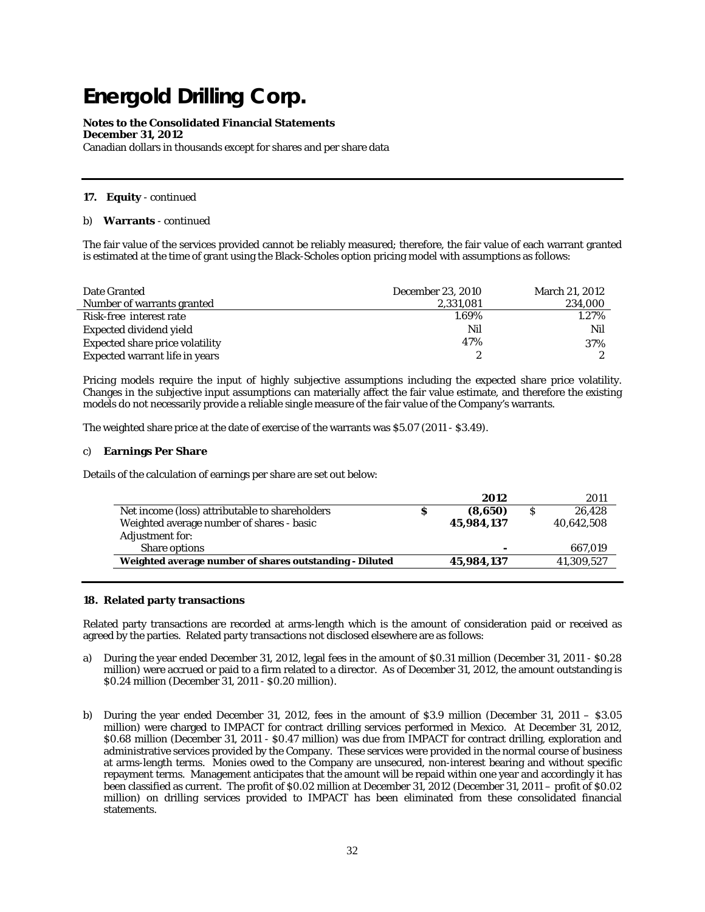# Energold Drilling Corp.

**Notes to the Consolidated Financial Statements**
**December 31, 2012**
Canadian dollars in thousands except for shares and per share data

---

**17. Equity** - continued

b) **Warrants** - continued

The fair value of the services provided cannot be reliably measured; therefore, the fair value of each warrant granted is estimated at the time of grant using the Black-Scholes option pricing model with assumptions as follows:

| Date Granted | December 23, 2010 | March 21, 2012 |
|---|---|---|
| Number of warrants granted | 2,331,081 | 234,000 |
| Risk-free interest rate | 1.69% | 1.27% |
| Expected dividend yield | Nil | Nil |
| Expected share price volatility | 47% | 37% |
| Expected warrant life in years | 2 | 2 |

Pricing models require the input of highly subjective assumptions including the expected share price volatility. Changes in the subjective input assumptions can materially affect the fair value estimate, and therefore the existing models do not necessarily provide a reliable single measure of the fair value of the Company's warrants.

The weighted share price at the date of exercise of the warrants was $5.07 (2011 - $3.49).

c) **Earnings Per Share**

Details of the calculation of earnings per share are set out below:

| | **2012** | 2011 |
|---|---|---|
| Net income (loss) attributable to shareholders | $ **(8,650)** | $ 26,428 |
| Weighted average number of shares - basic | **45,984,137** | 40,642,508 |
| Adjustment for: | | |
| Share options | **-** | 667,019 |
| **Weighted average number of shares outstanding - Diluted** | **45,984,137** | 41,309,527 |

---

**18. Related party transactions**

Related party transactions are recorded at arms-length which is the amount of consideration paid or received as agreed by the parties. Related party transactions not disclosed elsewhere are as follows:

a) During the year ended December 31, 2012, legal fees in the amount of $0.31 million (December 31, 2011 - $0.28 million) were accrued or paid to a firm related to a director. As of December 31, 2012, the amount outstanding is $0.24 million (December 31, 2011 - $0.20 million).

b) During the year ended December 31, 2012, fees in the amount of $3.9 million (December 31, 2011 – $3.05 million) were charged to IMPACT for contract drilling services performed in Mexico. At December 31, 2012, $0.68 million (December 31, 2011 - $0.47 million) was due from IMPACT for contract drilling, exploration and administrative services provided by the Company. These services were provided in the normal course of business at arms-length terms. Monies owed to the Company are unsecured, non-interest bearing and without specific repayment terms. Management anticipates that the amount will be repaid within one year and accordingly it has been classified as current. The profit of $0.02 million at December 31, 2012 (December 31, 2011 – profit of $0.02 million) on drilling services provided to IMPACT has been eliminated from these consolidated financial statements.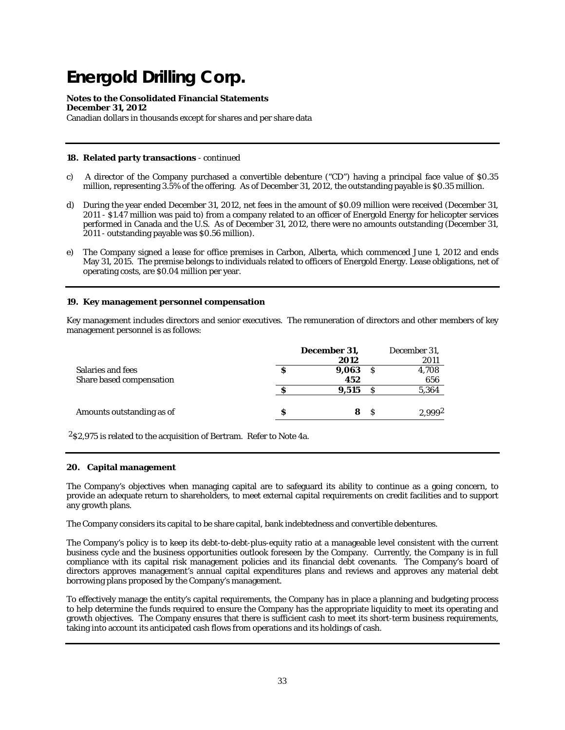# Energold Drilling Corp.

**Notes to the Consolidated Financial Statements**
**December 31, 2012**
Canadian dollars in thousands except for shares and per share data

---

**18. Related party transactions** - continued

c) A director of the Company purchased a convertible debenture ("CD") having a principal face value of $0.35 million, representing 3.5% of the offering. As of December 31, 2012, the outstanding payable is $0.35 million.

d) During the year ended December 31, 2012, net fees in the amount of $0.09 million were received (December 31, 2011 - $1.47 million was paid to) from a company related to an officer of Energold Energy for helicopter services performed in Canada and the U.S. As of December 31, 2012, there were no amounts outstanding (December 31, 2011 - outstanding payable was $0.56 million).

e) The Company signed a lease for office premises in Carbon, Alberta, which commenced June 1, 2012 and ends May 31, 2015. The premise belongs to individuals related to officers of Energold Energy. Lease obligations, net of operating costs, are $0.04 million per year.

---

**19. Key management personnel compensation**

Key management includes directors and senior executives. The remuneration of directors and other members of key management personnel is as follows:

| | **December 31, 2012** | December 31, 2011 |
|---|---|---|
| Salaries and fees | **$ 9,063** | $ 4,708 |
| Share based compensation | **452** | 656 |
| | **$ 9,515** | $ 5,364 |
| Amounts outstanding as of | **$ 8** | $ 2,999[2] |

[2]$2,975 is related to the acquisition of Bertram. Refer to Note 4a.

---

**20. Capital management**

The Company's objectives when managing capital are to safeguard its ability to continue as a going concern, to provide an adequate return to shareholders, to meet external capital requirements on credit facilities and to support any growth plans.

The Company considers its capital to be share capital, bank indebtedness and convertible debentures.

The Company's policy is to keep its debt-to-debt-plus-equity ratio at a manageable level consistent with the current business cycle and the business opportunities outlook foreseen by the Company. Currently, the Company is in full compliance with its capital risk management policies and its financial debt covenants. The Company's board of directors approves management's annual capital expenditures plans and reviews and approves any material debt borrowing plans proposed by the Company's management.

To effectively manage the entity's capital requirements, the Company has in place a planning and budgeting process to help determine the funds required to ensure the Company has the appropriate liquidity to meet its operating and growth objectives. The Company ensures that there is sufficient cash to meet its short-term business requirements, taking into account its anticipated cash flows from operations and its holdings of cash.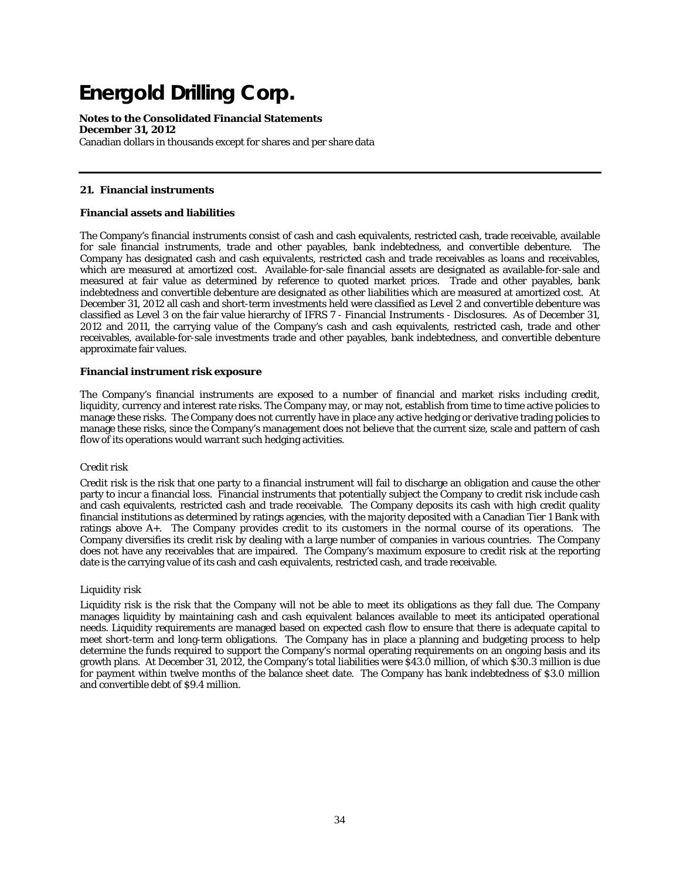# Energold Drilling Corp.

**Notes to the Consolidated Financial Statements**
**December 31, 2012**
Canadian dollars in thousands except for shares and per share data

## 21. Financial instruments

### Financial assets and liabilities

The Company's financial instruments consist of cash and cash equivalents, restricted cash, trade receivable, available for sale financial instruments, trade and other payables, bank indebtedness, and convertible debenture. The Company has designated cash and cash equivalents, restricted cash and trade receivables as loans and receivables, which are measured at amortized cost. Available-for-sale financial assets are designated as available-for-sale and measured at fair value as determined by reference to quoted market prices. Trade and other payables, bank indebtedness and convertible debenture are designated as other liabilities which are measured at amortized cost. At December 31, 2012 all cash and short-term investments held were classified as Level 2 and convertible debenture was classified as Level 3 on the fair value hierarchy of IFRS 7 - Financial Instruments - Disclosures. As of December 31, 2012 and 2011, the carrying value of the Company's cash and cash equivalents, restricted cash, trade and other receivables, available-for-sale investments trade and other payables, bank indebtedness, and convertible debenture approximate fair values.

### Financial instrument risk exposure

The Company's financial instruments are exposed to a number of financial and market risks including credit, liquidity, currency and interest rate risks. The Company may, or may not, establish from time to time active policies to manage these risks. The Company does not currently have in place any active hedging or derivative trading policies to manage these risks, since the Company's management does not believe that the current size, scale and pattern of cash flow of its operations would warrant such hedging activities.

*Credit risk*

Credit risk is the risk that one party to a financial instrument will fail to discharge an obligation and cause the other party to incur a financial loss. Financial instruments that potentially subject the Company to credit risk include cash and cash equivalents, restricted cash and trade receivable. The Company deposits its cash with high credit quality financial institutions as determined by ratings agencies, with the majority deposited with a Canadian Tier 1 Bank with ratings above A+. The Company provides credit to its customers in the normal course of its operations. The Company diversifies its credit risk by dealing with a large number of companies in various countries. The Company does not have any receivables that are impaired. The Company's maximum exposure to credit risk at the reporting date is the carrying value of its cash and cash equivalents, restricted cash, and trade receivable.

*Liquidity risk*

Liquidity risk is the risk that the Company will not be able to meet its obligations as they fall due. The Company manages liquidity by maintaining cash and cash equivalent balances available to meet its anticipated operational needs. Liquidity requirements are managed based on expected cash flow to ensure that there is adequate capital to meet short-term and long-term obligations. The Company has in place a planning and budgeting process to help determine the funds required to support the Company's normal operating requirements on an ongoing basis and its growth plans. At December 31, 2012, the Company's total liabilities were $43.0 million, of which $30.3 million is due for payment within twelve months of the balance sheet date. The Company has bank indebtedness of $3.0 million and convertible debt of $9.4 million.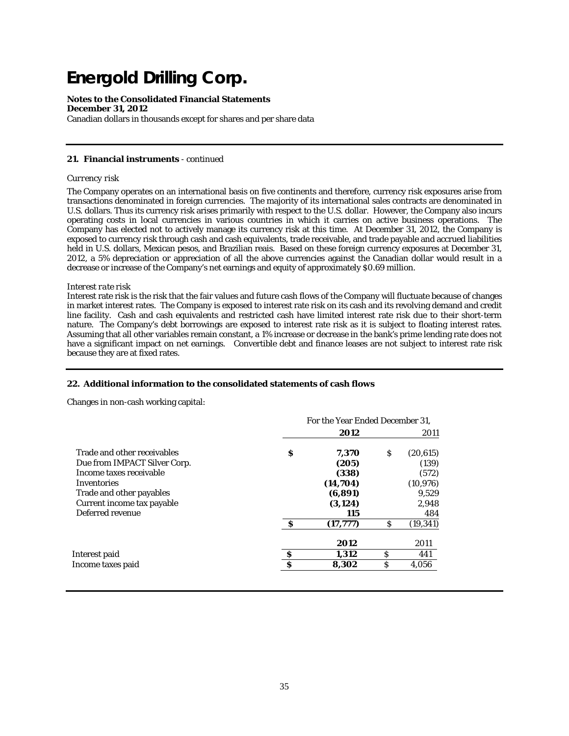# Energold Drilling Corp.

**Notes to the Consolidated Financial Statements**
**December 31, 2012**
Canadian dollars in thousands except for shares and per share data

**21. Financial instruments** - continued

*Currency risk*

The Company operates on an international basis on five continents and therefore, currency risk exposures arise from transactions denominated in foreign currencies. The majority of its international sales contracts are denominated in U.S. dollars. Thus its currency risk arises primarily with respect to the U.S. dollar. However, the Company also incurs operating costs in local currencies in various countries in which it carries on active business operations. The Company has elected not to actively manage its currency risk at this time. At December 31, 2012, the Company is exposed to currency risk through cash and cash equivalents, trade receivable, and trade payable and accrued liabilities held in U.S. dollars, Mexican pesos, and Brazilian reais. Based on these foreign currency exposures at December 31, 2012, a 5% depreciation or appreciation of all the above currencies against the Canadian dollar would result in a decrease or increase of the Company's net earnings and equity of approximately $0.69 million.

*Interest rate risk*

Interest rate risk is the risk that the fair values and future cash flows of the Company will fluctuate because of changes in market interest rates. The Company is exposed to interest rate risk on its cash and its revolving demand and credit line facility. Cash and cash equivalents and restricted cash have limited interest rate risk due to their short-term nature. The Company's debt borrowings are exposed to interest rate risk as it is subject to floating interest rates. Assuming that all other variables remain constant, a 1% increase or decrease in the bank's prime lending rate does not have a significant impact on net earnings. Convertible debt and finance leases are not subject to interest rate risk because they are at fixed rates.

**22. Additional information to the consolidated statements of cash flows**

Changes in non-cash working capital:

| | For the Year Ended December 31, | |
|---|---|---|
| | **2012** | 2011 |
| Trade and other receivables | **$ 7,370** | $ (20,615) |
| Due from IMPACT Silver Corp. | **(205)** | (139) |
| Income taxes receivable | **(338)** | (572) |
| Inventories | **(14,704)** | (10,976) |
| Trade and other payables | **(6,891)** | 9,529 |
| Current income tax payable | **(3,124)** | 2,948 |
| Deferred revenue | **115** | 484 |
| | **$ (17,777)** | $ (19,341) |

| | **2012** | 2011 |
|---|---|---|
| Interest paid | **$ 1,312** | $ 441 |
| Income taxes paid | **$ 8,302** | $ 4,056 |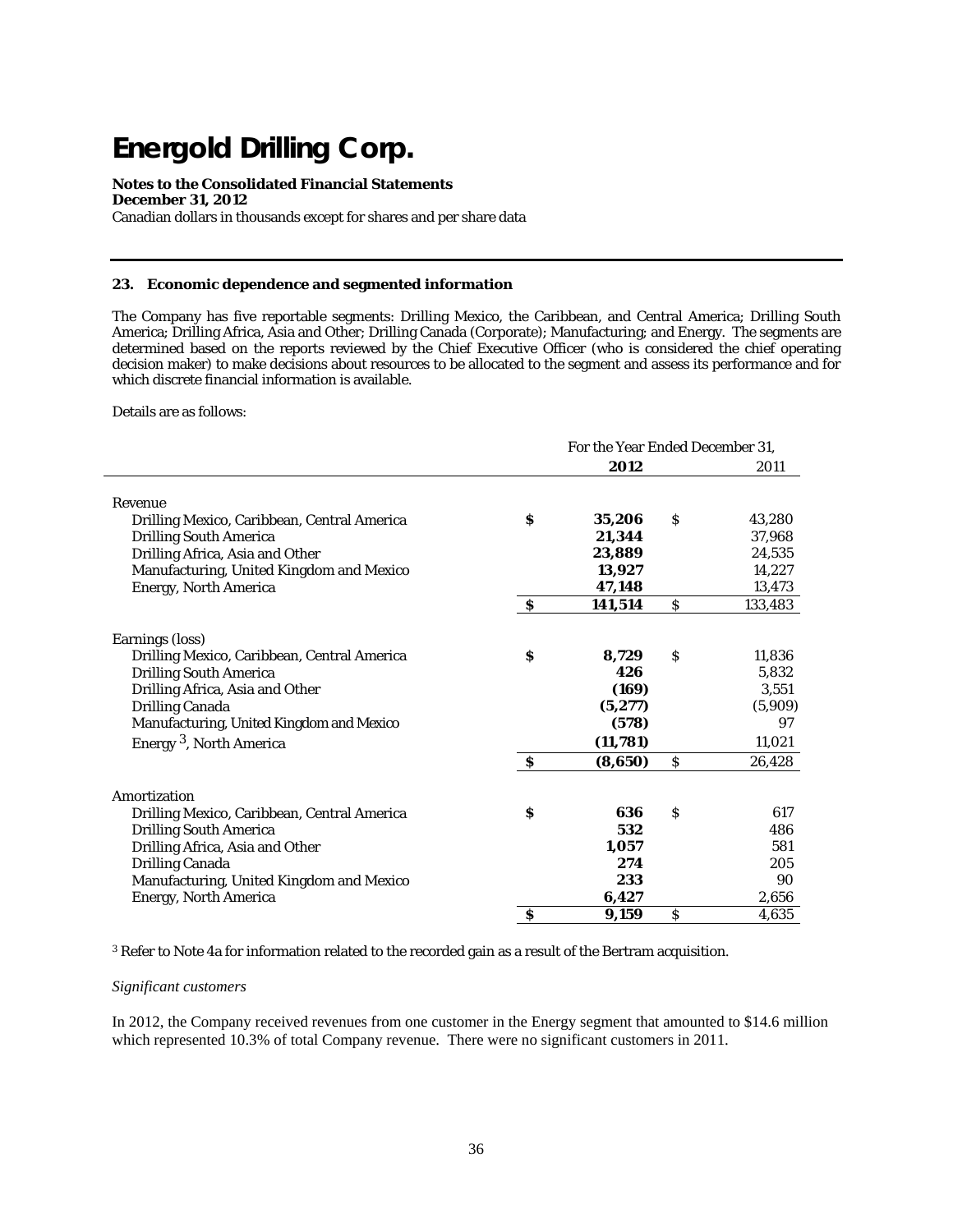# Energold Drilling Corp.

**Notes to the Consolidated Financial Statements**
**December 31, 2012**
Canadian dollars in thousands except for shares and per share data

## 23. Economic dependence and segmented information

The Company has five reportable segments: Drilling Mexico, the Caribbean, and Central America; Drilling South America; Drilling Africa, Asia and Other; Drilling Canada (Corporate); Manufacturing; and Energy. The segments are determined based on the reports reviewed by the Chief Executive Officer (who is considered the chief operating decision maker) to make decisions about resources to be allocated to the segment and assess its performance and for which discrete financial information is available.

Details are as follows:

| | For the Year Ended December 31, | |
|---|---|---|
| | **2012** | 2011 |
| Revenue | | |
| Drilling Mexico, Caribbean, Central America | **$ 35,206** | $ 43,280 |
| Drilling South America | **21,344** | 37,968 |
| Drilling Africa, Asia and Other | **23,889** | 24,535 |
| Manufacturing, United Kingdom and Mexico | **13,927** | 14,227 |
| Energy, North America | **47,148** | 13,473 |
| | **$ 141,514** | $ 133,483 |
| Earnings (loss) | | |
| Drilling Mexico, Caribbean, Central America | **$ 8,729** | $ 11,836 |
| Drilling South America | **426** | 5,832 |
| Drilling Africa, Asia and Other | **(169)** | 3,551 |
| Drilling Canada | **(5,277)** | (5,909) |
| Manufacturing, United Kingdom and Mexico | **(578)** | 97 |
| Energy [3], North America | **(11,781)** | 11,021 |
| | **$ (8,650)** | $ 26,428 |
| Amortization | | |
| Drilling Mexico, Caribbean, Central America | **$ 636** | $ 617 |
| Drilling South America | **532** | 486 |
| Drilling Africa, Asia and Other | **1,057** | 581 |
| Drilling Canada | **274** | 205 |
| Manufacturing, United Kingdom and Mexico | **233** | 90 |
| Energy, North America | **6,427** | 2,656 |
| | **$ 9,159** | $ 4,635 |

[3] Refer to Note 4a for information related to the recorded gain as a result of the Bertram acquisition.

*Significant customers*

In 2012, the Company received revenues from one customer in the Energy segment that amounted to $14.6 million which represented 10.3% of total Company revenue. There were no significant customers in 2011.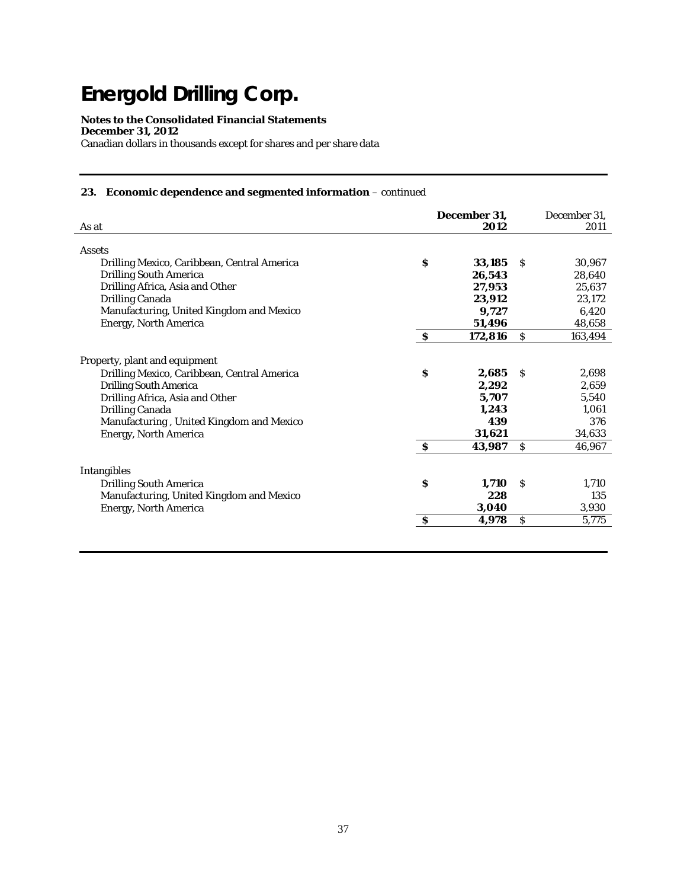# Energold Drilling Corp.

**Notes to the Consolidated Financial Statements**
**December 31, 2012**
Canadian dollars in thousands except for shares and per share data

### 23. Economic dependence and segmented information – *continued*

| As at | **December 31, 2012** | December 31, 2011 |
|---|---|---|
| Assets | | |
| Drilling Mexico, Caribbean, Central America | **$ 33,185** | $ 30,967 |
| Drilling South America | **26,543** | 28,640 |
| Drilling Africa, Asia and Other | **27,953** | 25,637 |
| Drilling Canada | **23,912** | 23,172 |
| Manufacturing, United Kingdom and Mexico | **9,727** | 6,420 |
| Energy, North America | **51,496** | 48,658 |
| | **$ 172,816** | $ 163,494 |
| Property, plant and equipment | | |
| Drilling Mexico, Caribbean, Central America | **$ 2,685** | $ 2,698 |
| Drilling South America | **2,292** | 2,659 |
| Drilling Africa, Asia and Other | **5,707** | 5,540 |
| Drilling Canada | **1,243** | 1,061 |
| Manufacturing , United Kingdom and Mexico | **439** | 376 |
| Energy, North America | **31,621** | 34,633 |
| | **$ 43,987** | $ 46,967 |
| Intangibles | | |
| Drilling South America | **$ 1,710** | $ 1,710 |
| Manufacturing, United Kingdom and Mexico | **228** | 135 |
| Energy, North America | **3,040** | 3,930 |
| | **$ 4,978** | $ 5,775 |